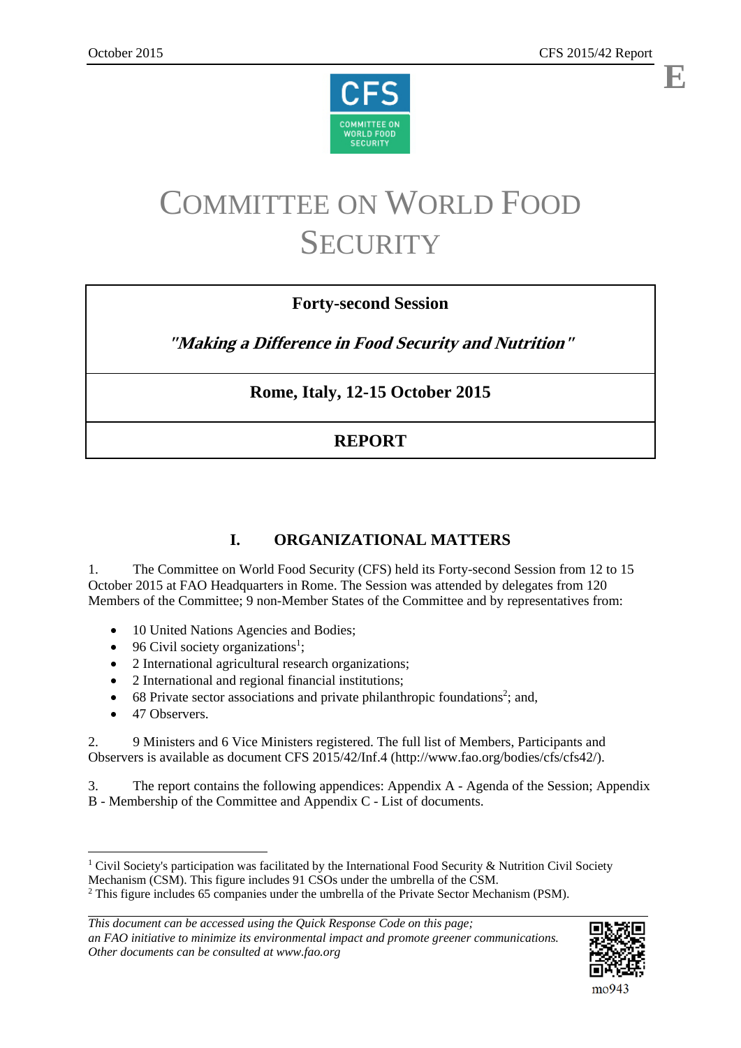# COMMITTEE ON WORLD FOOD SECURITY

**Forty-second Session**

***"Making a Difference in Food Security and Nutrition"***

**Rome, Italy, 12-15 October 2015**

**REPORT**

## I. ORGANIZATIONAL MATTERS

1. The Committee on World Food Security (CFS) held its Forty-second Session from 12 to 15 October 2015 at FAO Headquarters in Rome. The Session was attended by delegates from 120 Members of the Committee; 9 non-Member States of the Committee and by representatives from:

- 10 United Nations Agencies and Bodies;
- 96 Civil society organizations[1];
- 2 International agricultural research organizations;
- 2 International and regional financial institutions;
- 68 Private sector associations and private philanthropic foundations[2]; and,
- 47 Observers.

2. 9 Ministers and 6 Vice Ministers registered. The full list of Members, Participants and Observers is available as document CFS 2015/42/Inf.4 (http://www.fao.org/bodies/cfs/cfs42/).

3. The report contains the following appendices: Appendix A - Agenda of the Session; Appendix B - Membership of the Committee and Appendix C - List of documents.

---

[1] Civil Society's participation was facilitated by the International Food Security & Nutrition Civil Society Mechanism (CSM). This figure includes 91 CSOs under the umbrella of the CSM.

[2] This figure includes 65 companies under the umbrella of the Private Sector Mechanism (PSM).

*This document can be accessed using the Quick Response Code on this page; an FAO initiative to minimize its environmental impact and promote greener communications. Other documents can be consulted at www.fao.org*

mo943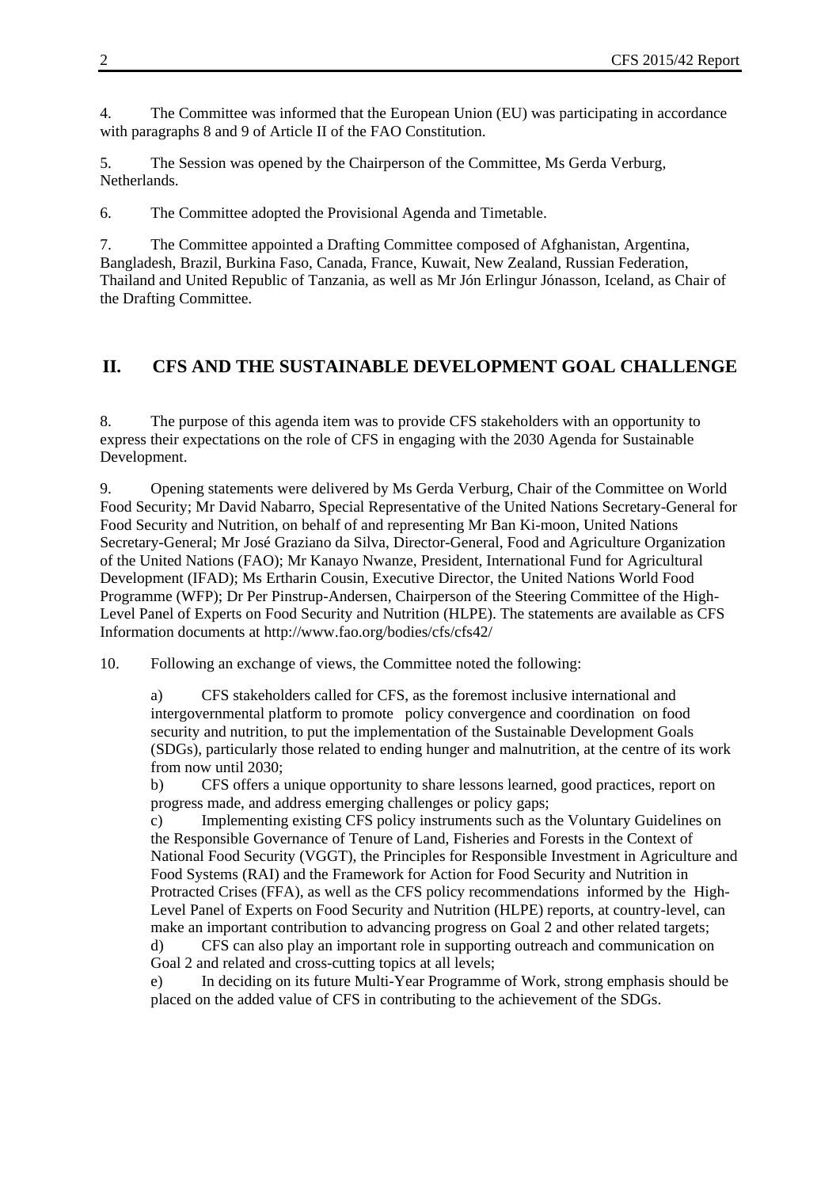4. The Committee was informed that the European Union (EU) was participating in accordance with paragraphs 8 and 9 of Article II of the FAO Constitution.

5. The Session was opened by the Chairperson of the Committee, Ms Gerda Verburg, Netherlands.

6. The Committee adopted the Provisional Agenda and Timetable.

7. The Committee appointed a Drafting Committee composed of Afghanistan, Argentina, Bangladesh, Brazil, Burkina Faso, Canada, France, Kuwait, New Zealand, Russian Federation, Thailand and United Republic of Tanzania, as well as Mr Jón Erlingur Jónasson, Iceland, as Chair of the Drafting Committee.

## II. CFS AND THE SUSTAINABLE DEVELOPMENT GOAL CHALLENGE

8. The purpose of this agenda item was to provide CFS stakeholders with an opportunity to express their expectations on the role of CFS in engaging with the 2030 Agenda for Sustainable Development.

9. Opening statements were delivered by Ms Gerda Verburg, Chair of the Committee on World Food Security; Mr David Nabarro, Special Representative of the United Nations Secretary-General for Food Security and Nutrition, on behalf of and representing Mr Ban Ki-moon, United Nations Secretary-General; Mr José Graziano da Silva, Director-General, Food and Agriculture Organization of the United Nations (FAO); Mr Kanayo Nwanze, President, International Fund for Agricultural Development (IFAD); Ms Ertharin Cousin, Executive Director, the United Nations World Food Programme (WFP); Dr Per Pinstrup-Andersen, Chairperson of the Steering Committee of the High-Level Panel of Experts on Food Security and Nutrition (HLPE). The statements are available as CFS Information documents at http://www.fao.org/bodies/cfs/cfs42/

10. Following an exchange of views, the Committee noted the following:

a) CFS stakeholders called for CFS, as the foremost inclusive international and intergovernmental platform to promote policy convergence and coordination on food security and nutrition, to put the implementation of the Sustainable Development Goals (SDGs), particularly those related to ending hunger and malnutrition, at the centre of its work from now until 2030;

b) CFS offers a unique opportunity to share lessons learned, good practices, report on progress made, and address emerging challenges or policy gaps;

c) Implementing existing CFS policy instruments such as the Voluntary Guidelines on the Responsible Governance of Tenure of Land, Fisheries and Forests in the Context of National Food Security (VGGT), the Principles for Responsible Investment in Agriculture and Food Systems (RAI) and the Framework for Action for Food Security and Nutrition in Protracted Crises (FFA), as well as the CFS policy recommendations informed by the High-Level Panel of Experts on Food Security and Nutrition (HLPE) reports, at country-level, can make an important contribution to advancing progress on Goal 2 and other related targets;

d) CFS can also play an important role in supporting outreach and communication on Goal 2 and related and cross-cutting topics at all levels;

e) In deciding on its future Multi-Year Programme of Work, strong emphasis should be placed on the added value of CFS in contributing to the achievement of the SDGs.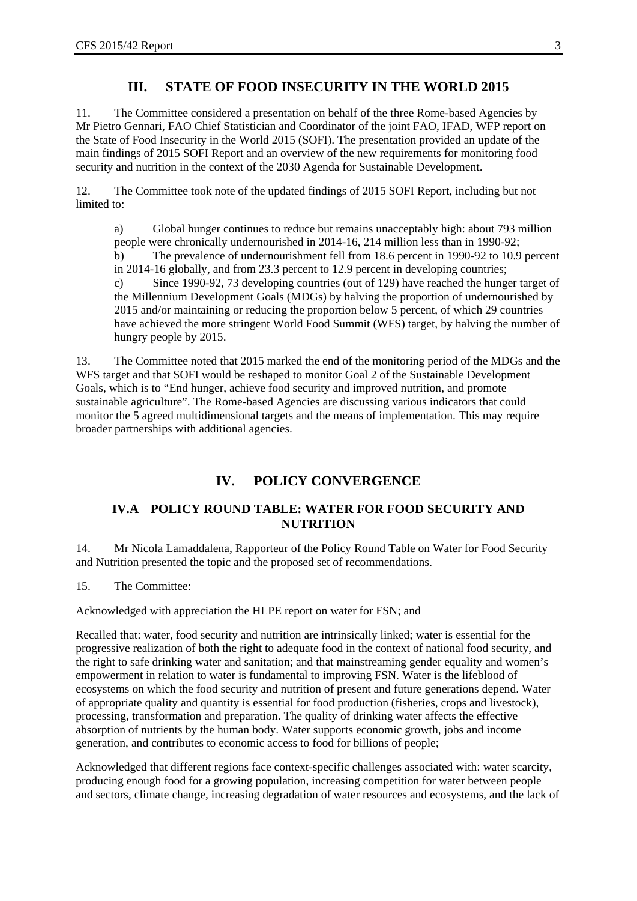## III. STATE OF FOOD INSECURITY IN THE WORLD 2015

11. The Committee considered a presentation on behalf of the three Rome-based Agencies by Mr Pietro Gennari, FAO Chief Statistician and Coordinator of the joint FAO, IFAD, WFP report on the State of Food Insecurity in the World 2015 (SOFI). The presentation provided an update of the main findings of 2015 SOFI Report and an overview of the new requirements for monitoring food security and nutrition in the context of the 2030 Agenda for Sustainable Development.

12. The Committee took note of the updated findings of 2015 SOFI Report, including but not limited to:

a) Global hunger continues to reduce but remains unacceptably high: about 793 million people were chronically undernourished in 2014-16, 214 million less than in 1990-92;
b) The prevalence of undernourishment fell from 18.6 percent in 1990-92 to 10.9 percent in 2014-16 globally, and from 23.3 percent to 12.9 percent in developing countries;
c) Since 1990-92, 73 developing countries (out of 129) have reached the hunger target of the Millennium Development Goals (MDGs) by halving the proportion of undernourished by 2015 and/or maintaining or reducing the proportion below 5 percent, of which 29 countries have achieved the more stringent World Food Summit (WFS) target, by halving the number of hungry people by 2015.

13. The Committee noted that 2015 marked the end of the monitoring period of the MDGs and the WFS target and that SOFI would be reshaped to monitor Goal 2 of the Sustainable Development Goals, which is to "End hunger, achieve food security and improved nutrition, and promote sustainable agriculture". The Rome-based Agencies are discussing various indicators that could monitor the 5 agreed multidimensional targets and the means of implementation. This may require broader partnerships with additional agencies.

## IV. POLICY CONVERGENCE

### IV.A POLICY ROUND TABLE: WATER FOR FOOD SECURITY AND NUTRITION

14. Mr Nicola Lamaddalena, Rapporteur of the Policy Round Table on Water for Food Security and Nutrition presented the topic and the proposed set of recommendations.

15. The Committee:

Acknowledged with appreciation the HLPE report on water for FSN; and

Recalled that: water, food security and nutrition are intrinsically linked; water is essential for the progressive realization of both the right to adequate food in the context of national food security, and the right to safe drinking water and sanitation; and that mainstreaming gender equality and women's empowerment in relation to water is fundamental to improving FSN. Water is the lifeblood of ecosystems on which the food security and nutrition of present and future generations depend. Water of appropriate quality and quantity is essential for food production (fisheries, crops and livestock), processing, transformation and preparation. The quality of drinking water affects the effective absorption of nutrients by the human body. Water supports economic growth, jobs and income generation, and contributes to economic access to food for billions of people;

Acknowledged that different regions face context-specific challenges associated with: water scarcity, producing enough food for a growing population, increasing competition for water between people and sectors, climate change, increasing degradation of water resources and ecosystems, and the lack of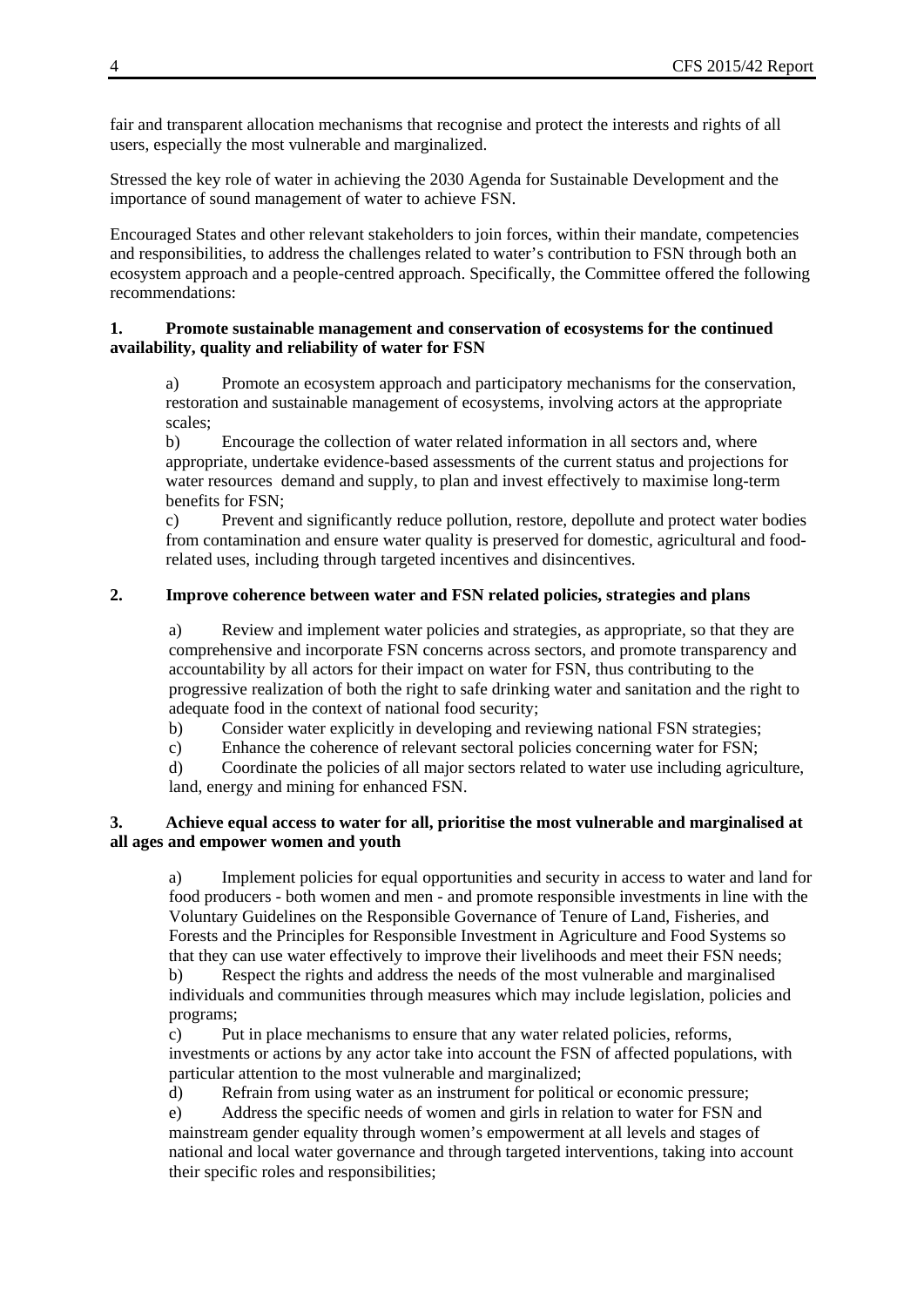fair and transparent allocation mechanisms that recognise and protect the interests and rights of all users, especially the most vulnerable and marginalized.

Stressed the key role of water in achieving the 2030 Agenda for Sustainable Development and the importance of sound management of water to achieve FSN.

Encouraged States and other relevant stakeholders to join forces, within their mandate, competencies and responsibilities, to address the challenges related to water's contribution to FSN through both an ecosystem approach and a people-centred approach. Specifically, the Committee offered the following recommendations:

**1. Promote sustainable management and conservation of ecosystems for the continued availability, quality and reliability of water for FSN**

a) Promote an ecosystem approach and participatory mechanisms for the conservation, restoration and sustainable management of ecosystems, involving actors at the appropriate scales;

b) Encourage the collection of water related information in all sectors and, where appropriate, undertake evidence-based assessments of the current status and projections for water resources demand and supply, to plan and invest effectively to maximise long-term benefits for FSN;

c) Prevent and significantly reduce pollution, restore, depollute and protect water bodies from contamination and ensure water quality is preserved for domestic, agricultural and food-related uses, including through targeted incentives and disincentives.

**2. Improve coherence between water and FSN related policies, strategies and plans**

a) Review and implement water policies and strategies, as appropriate, so that they are comprehensive and incorporate FSN concerns across sectors, and promote transparency and accountability by all actors for their impact on water for FSN, thus contributing to the progressive realization of both the right to safe drinking water and sanitation and the right to adequate food in the context of national food security;

b) Consider water explicitly in developing and reviewing national FSN strategies;

c) Enhance the coherence of relevant sectoral policies concerning water for FSN;

d) Coordinate the policies of all major sectors related to water use including agriculture, land, energy and mining for enhanced FSN.

**3. Achieve equal access to water for all, prioritise the most vulnerable and marginalised at all ages and empower women and youth**

a) Implement policies for equal opportunities and security in access to water and land for food producers - both women and men - and promote responsible investments in line with the Voluntary Guidelines on the Responsible Governance of Tenure of Land, Fisheries, and Forests and the Principles for Responsible Investment in Agriculture and Food Systems so that they can use water effectively to improve their livelihoods and meet their FSN needs;

b) Respect the rights and address the needs of the most vulnerable and marginalised individuals and communities through measures which may include legislation, policies and programs;

c) Put in place mechanisms to ensure that any water related policies, reforms, investments or actions by any actor take into account the FSN of affected populations, with particular attention to the most vulnerable and marginalized;

d) Refrain from using water as an instrument for political or economic pressure;

e) Address the specific needs of women and girls in relation to water for FSN and mainstream gender equality through women's empowerment at all levels and stages of national and local water governance and through targeted interventions, taking into account their specific roles and responsibilities;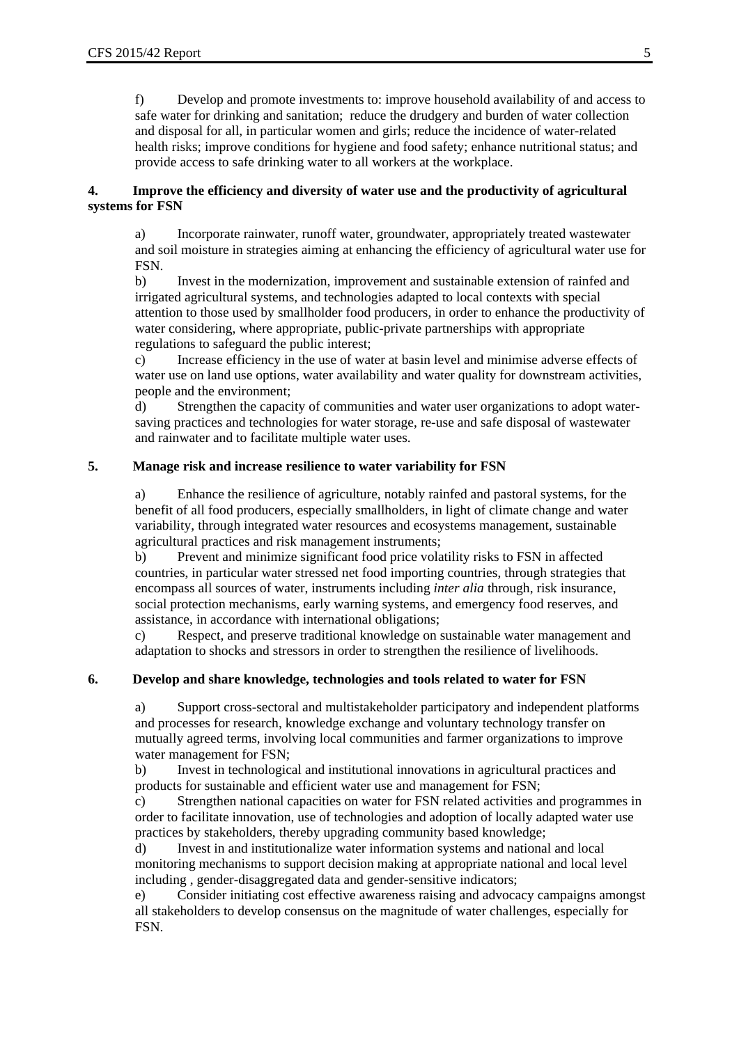f) Develop and promote investments to: improve household availability of and access to safe water for drinking and sanitation; reduce the drudgery and burden of water collection and disposal for all, in particular women and girls; reduce the incidence of water-related health risks; improve conditions for hygiene and food safety; enhance nutritional status; and provide access to safe drinking water to all workers at the workplace.

**4. Improve the efficiency and diversity of water use and the productivity of agricultural systems for FSN**

a) Incorporate rainwater, runoff water, groundwater, appropriately treated wastewater and soil moisture in strategies aiming at enhancing the efficiency of agricultural water use for FSN.

b) Invest in the modernization, improvement and sustainable extension of rainfed and irrigated agricultural systems, and technologies adapted to local contexts with special attention to those used by smallholder food producers, in order to enhance the productivity of water considering, where appropriate, public-private partnerships with appropriate regulations to safeguard the public interest;

c) Increase efficiency in the use of water at basin level and minimise adverse effects of water use on land use options, water availability and water quality for downstream activities, people and the environment;

d) Strengthen the capacity of communities and water user organizations to adopt water-saving practices and technologies for water storage, re-use and safe disposal of wastewater and rainwater and to facilitate multiple water uses.

**5. Manage risk and increase resilience to water variability for FSN**

a) Enhance the resilience of agriculture, notably rainfed and pastoral systems, for the benefit of all food producers, especially smallholders, in light of climate change and water variability, through integrated water resources and ecosystems management, sustainable agricultural practices and risk management instruments;

b) Prevent and minimize significant food price volatility risks to FSN in affected countries, in particular water stressed net food importing countries, through strategies that encompass all sources of water, instruments including *inter alia* through, risk insurance, social protection mechanisms, early warning systems, and emergency food reserves, and assistance, in accordance with international obligations;

c) Respect, and preserve traditional knowledge on sustainable water management and adaptation to shocks and stressors in order to strengthen the resilience of livelihoods.

**6. Develop and share knowledge, technologies and tools related to water for FSN**

a) Support cross-sectoral and multistakeholder participatory and independent platforms and processes for research, knowledge exchange and voluntary technology transfer on mutually agreed terms, involving local communities and farmer organizations to improve water management for FSN;

b) Invest in technological and institutional innovations in agricultural practices and products for sustainable and efficient water use and management for FSN;

c) Strengthen national capacities on water for FSN related activities and programmes in order to facilitate innovation, use of technologies and adoption of locally adapted water use practices by stakeholders, thereby upgrading community based knowledge;

d) Invest in and institutionalize water information systems and national and local monitoring mechanisms to support decision making at appropriate national and local level including , gender-disaggregated data and gender-sensitive indicators;

e) Consider initiating cost effective awareness raising and advocacy campaigns amongst all stakeholders to develop consensus on the magnitude of water challenges, especially for FSN.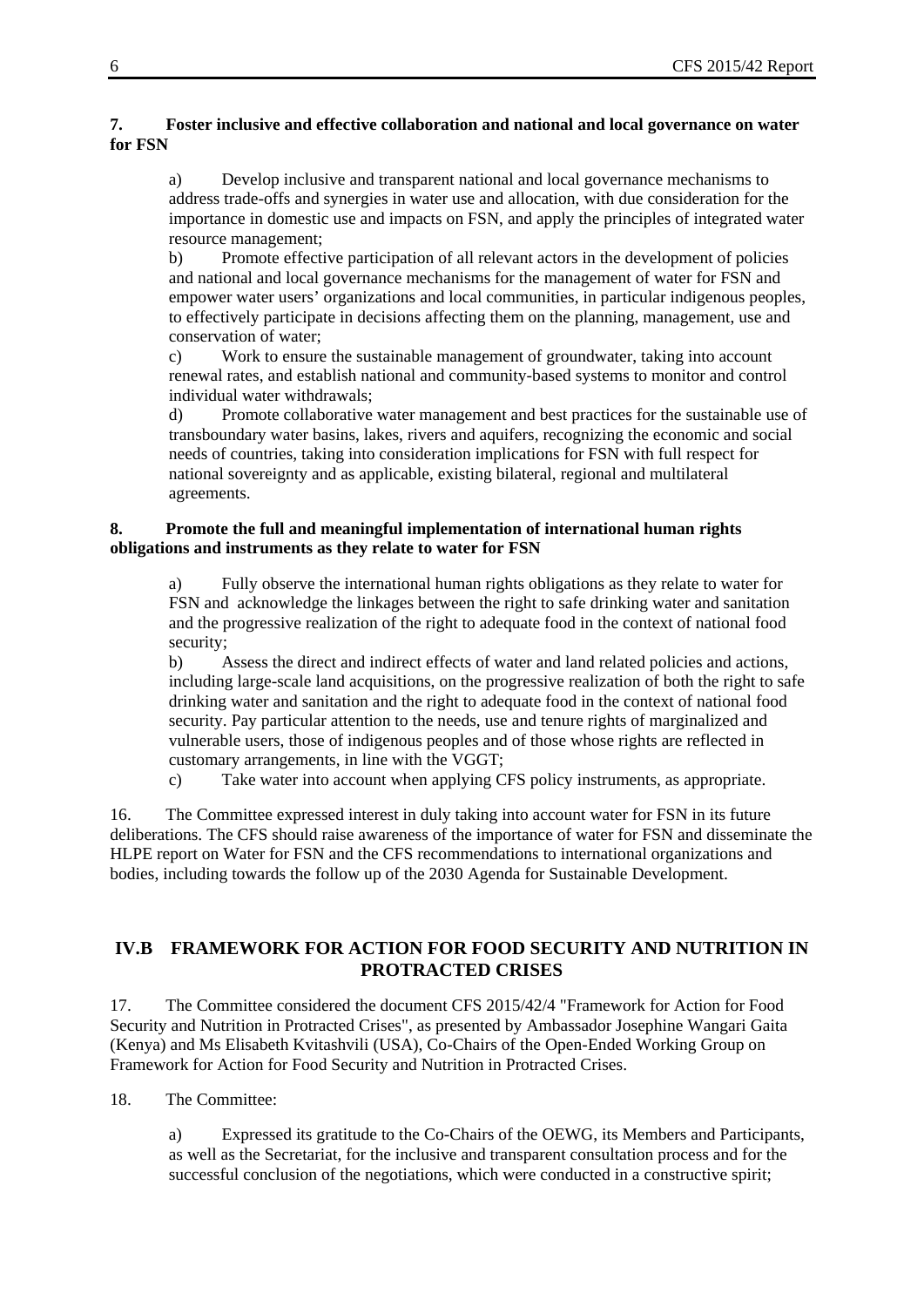**7. Foster inclusive and effective collaboration and national and local governance on water for FSN**

a) Develop inclusive and transparent national and local governance mechanisms to address trade-offs and synergies in water use and allocation, with due consideration for the importance in domestic use and impacts on FSN, and apply the principles of integrated water resource management;

b) Promote effective participation of all relevant actors in the development of policies and national and local governance mechanisms for the management of water for FSN and empower water users' organizations and local communities, in particular indigenous peoples, to effectively participate in decisions affecting them on the planning, management, use and conservation of water;

c) Work to ensure the sustainable management of groundwater, taking into account renewal rates, and establish national and community-based systems to monitor and control individual water withdrawals;

d) Promote collaborative water management and best practices for the sustainable use of transboundary water basins, lakes, rivers and aquifers, recognizing the economic and social needs of countries, taking into consideration implications for FSN with full respect for national sovereignty and as applicable, existing bilateral, regional and multilateral agreements.

**8. Promote the full and meaningful implementation of international human rights obligations and instruments as they relate to water for FSN**

a) Fully observe the international human rights obligations as they relate to water for FSN and acknowledge the linkages between the right to safe drinking water and sanitation and the progressive realization of the right to adequate food in the context of national food security;

b) Assess the direct and indirect effects of water and land related policies and actions, including large-scale land acquisitions, on the progressive realization of both the right to safe drinking water and sanitation and the right to adequate food in the context of national food security. Pay particular attention to the needs, use and tenure rights of marginalized and vulnerable users, those of indigenous peoples and of those whose rights are reflected in customary arrangements, in line with the VGGT;

c) Take water into account when applying CFS policy instruments, as appropriate.

16. The Committee expressed interest in duly taking into account water for FSN in its future deliberations. The CFS should raise awareness of the importance of water for FSN and disseminate the HLPE report on Water for FSN and the CFS recommendations to international organizations and bodies, including towards the follow up of the 2030 Agenda for Sustainable Development.

## IV.B FRAMEWORK FOR ACTION FOR FOOD SECURITY AND NUTRITION IN PROTRACTED CRISES

17. The Committee considered the document CFS 2015/42/4 "Framework for Action for Food Security and Nutrition in Protracted Crises", as presented by Ambassador Josephine Wangari Gaita (Kenya) and Ms Elisabeth Kvitashvili (USA), Co-Chairs of the Open-Ended Working Group on Framework for Action for Food Security and Nutrition in Protracted Crises.

18. The Committee:

a) Expressed its gratitude to the Co-Chairs of the OEWG, its Members and Participants, as well as the Secretariat, for the inclusive and transparent consultation process and for the successful conclusion of the negotiations, which were conducted in a constructive spirit;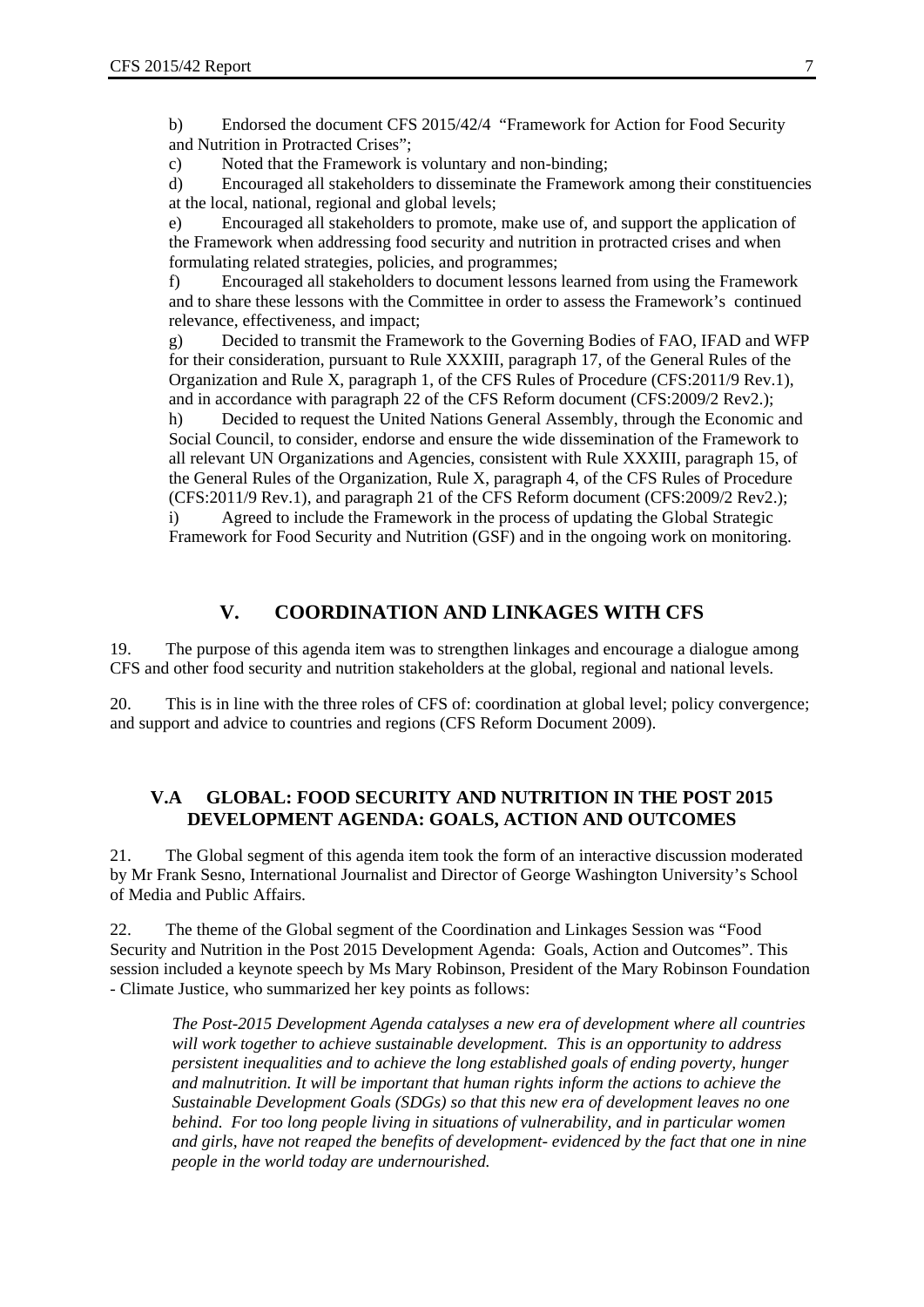b) Endorsed the document CFS 2015/42/4 "Framework for Action for Food Security and Nutrition in Protracted Crises";

c) Noted that the Framework is voluntary and non-binding;

d) Encouraged all stakeholders to disseminate the Framework among their constituencies at the local, national, regional and global levels;

e) Encouraged all stakeholders to promote, make use of, and support the application of the Framework when addressing food security and nutrition in protracted crises and when formulating related strategies, policies, and programmes;

f) Encouraged all stakeholders to document lessons learned from using the Framework and to share these lessons with the Committee in order to assess the Framework's continued relevance, effectiveness, and impact;

g) Decided to transmit the Framework to the Governing Bodies of FAO, IFAD and WFP for their consideration, pursuant to Rule XXXIII, paragraph 17, of the General Rules of the Organization and Rule X, paragraph 1, of the CFS Rules of Procedure (CFS:2011/9 Rev.1), and in accordance with paragraph 22 of the CFS Reform document (CFS:2009/2 Rev2.);

h) Decided to request the United Nations General Assembly, through the Economic and Social Council, to consider, endorse and ensure the wide dissemination of the Framework to all relevant UN Organizations and Agencies, consistent with Rule XXXIII, paragraph 15, of the General Rules of the Organization, Rule X, paragraph 4, of the CFS Rules of Procedure (CFS:2011/9 Rev.1), and paragraph 21 of the CFS Reform document (CFS:2009/2 Rev2.);

i) Agreed to include the Framework in the process of updating the Global Strategic Framework for Food Security and Nutrition (GSF) and in the ongoing work on monitoring.

## V. COORDINATION AND LINKAGES WITH CFS

19. The purpose of this agenda item was to strengthen linkages and encourage a dialogue among CFS and other food security and nutrition stakeholders at the global, regional and national levels.

20. This is in line with the three roles of CFS of: coordination at global level; policy convergence; and support and advice to countries and regions (CFS Reform Document 2009).

### V.A GLOBAL: FOOD SECURITY AND NUTRITION IN THE POST 2015 DEVELOPMENT AGENDA: GOALS, ACTION AND OUTCOMES

21. The Global segment of this agenda item took the form of an interactive discussion moderated by Mr Frank Sesno, International Journalist and Director of George Washington University's School of Media and Public Affairs.

22. The theme of the Global segment of the Coordination and Linkages Session was "Food Security and Nutrition in the Post 2015 Development Agenda: Goals, Action and Outcomes". This session included a keynote speech by Ms Mary Robinson, President of the Mary Robinson Foundation - Climate Justice, who summarized her key points as follows:

> *The Post-2015 Development Agenda catalyses a new era of development where all countries will work together to achieve sustainable development. This is an opportunity to address persistent inequalities and to achieve the long established goals of ending poverty, hunger and malnutrition. It will be important that human rights inform the actions to achieve the Sustainable Development Goals (SDGs) so that this new era of development leaves no one behind. For too long people living in situations of vulnerability, and in particular women and girls, have not reaped the benefits of development- evidenced by the fact that one in nine people in the world today are undernourished.*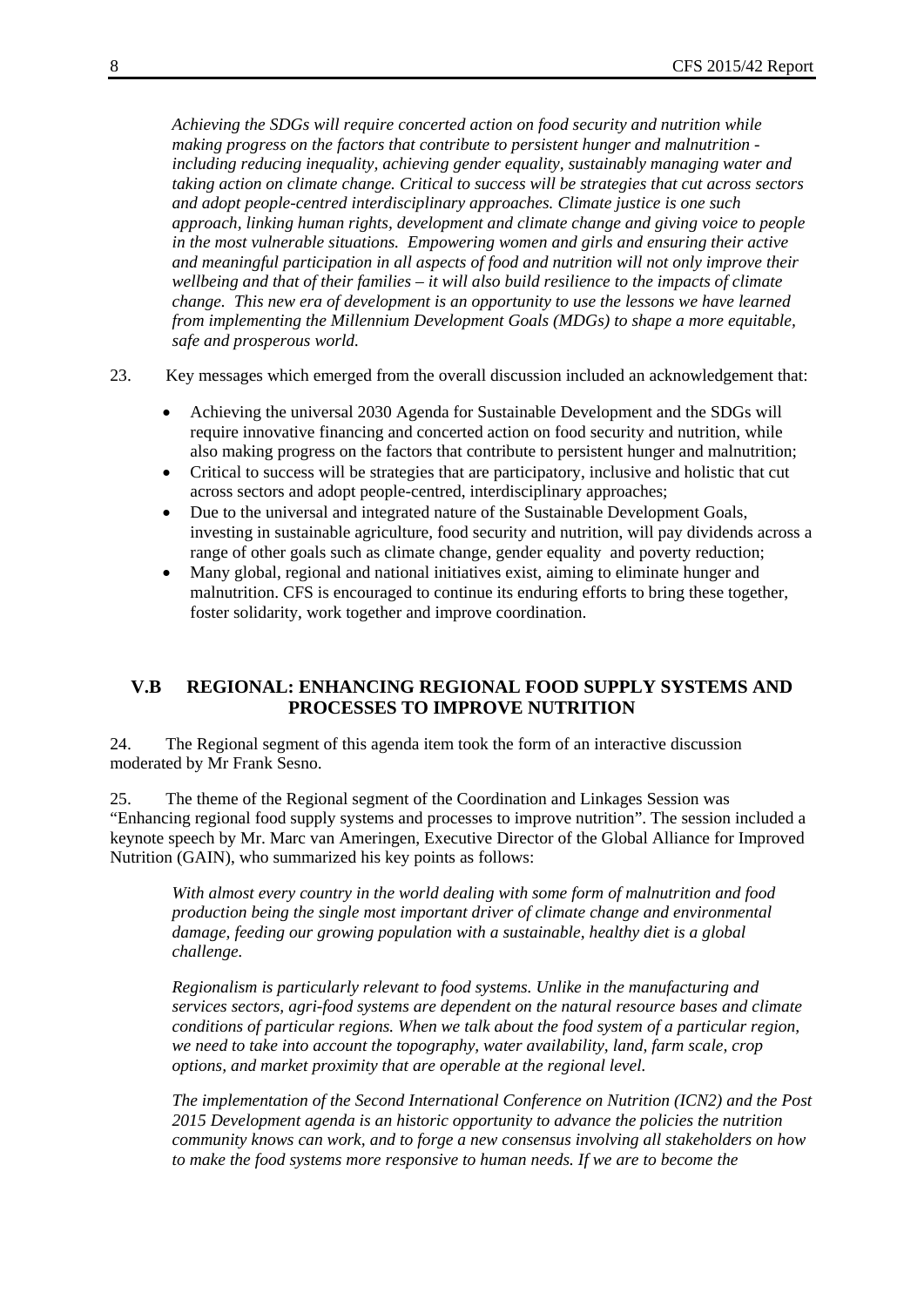*Achieving the SDGs will require concerted action on food security and nutrition while making progress on the factors that contribute to persistent hunger and malnutrition - including reducing inequality, achieving gender equality, sustainably managing water and taking action on climate change. Critical to success will be strategies that cut across sectors and adopt people-centred interdisciplinary approaches. Climate justice is one such approach, linking human rights, development and climate change and giving voice to people in the most vulnerable situations. Empowering women and girls and ensuring their active and meaningful participation in all aspects of food and nutrition will not only improve their wellbeing and that of their families – it will also build resilience to the impacts of climate change. This new era of development is an opportunity to use the lessons we have learned from implementing the Millennium Development Goals (MDGs) to shape a more equitable, safe and prosperous world.*

23. Key messages which emerged from the overall discussion included an acknowledgement that:

- Achieving the universal 2030 Agenda for Sustainable Development and the SDGs will require innovative financing and concerted action on food security and nutrition, while also making progress on the factors that contribute to persistent hunger and malnutrition;
- Critical to success will be strategies that are participatory, inclusive and holistic that cut across sectors and adopt people-centred, interdisciplinary approaches;
- Due to the universal and integrated nature of the Sustainable Development Goals, investing in sustainable agriculture, food security and nutrition, will pay dividends across a range of other goals such as climate change, gender equality and poverty reduction;
- Many global, regional and national initiatives exist, aiming to eliminate hunger and malnutrition. CFS is encouraged to continue its enduring efforts to bring these together, foster solidarity, work together and improve coordination.

## V.B REGIONAL: ENHANCING REGIONAL FOOD SUPPLY SYSTEMS AND PROCESSES TO IMPROVE NUTRITION

24. The Regional segment of this agenda item took the form of an interactive discussion moderated by Mr Frank Sesno.

25. The theme of the Regional segment of the Coordination and Linkages Session was "Enhancing regional food supply systems and processes to improve nutrition". The session included a keynote speech by Mr. Marc van Ameringen, Executive Director of the Global Alliance for Improved Nutrition (GAIN), who summarized his key points as follows:

*With almost every country in the world dealing with some form of malnutrition and food production being the single most important driver of climate change and environmental damage, feeding our growing population with a sustainable, healthy diet is a global challenge.*

*Regionalism is particularly relevant to food systems. Unlike in the manufacturing and services sectors, agri-food systems are dependent on the natural resource bases and climate conditions of particular regions. When we talk about the food system of a particular region, we need to take into account the topography, water availability, land, farm scale, crop options, and market proximity that are operable at the regional level.*

*The implementation of the Second International Conference on Nutrition (ICN2) and the Post 2015 Development agenda is an historic opportunity to advance the policies the nutrition community knows can work, and to forge a new consensus involving all stakeholders on how to make the food systems more responsive to human needs. If we are to become the*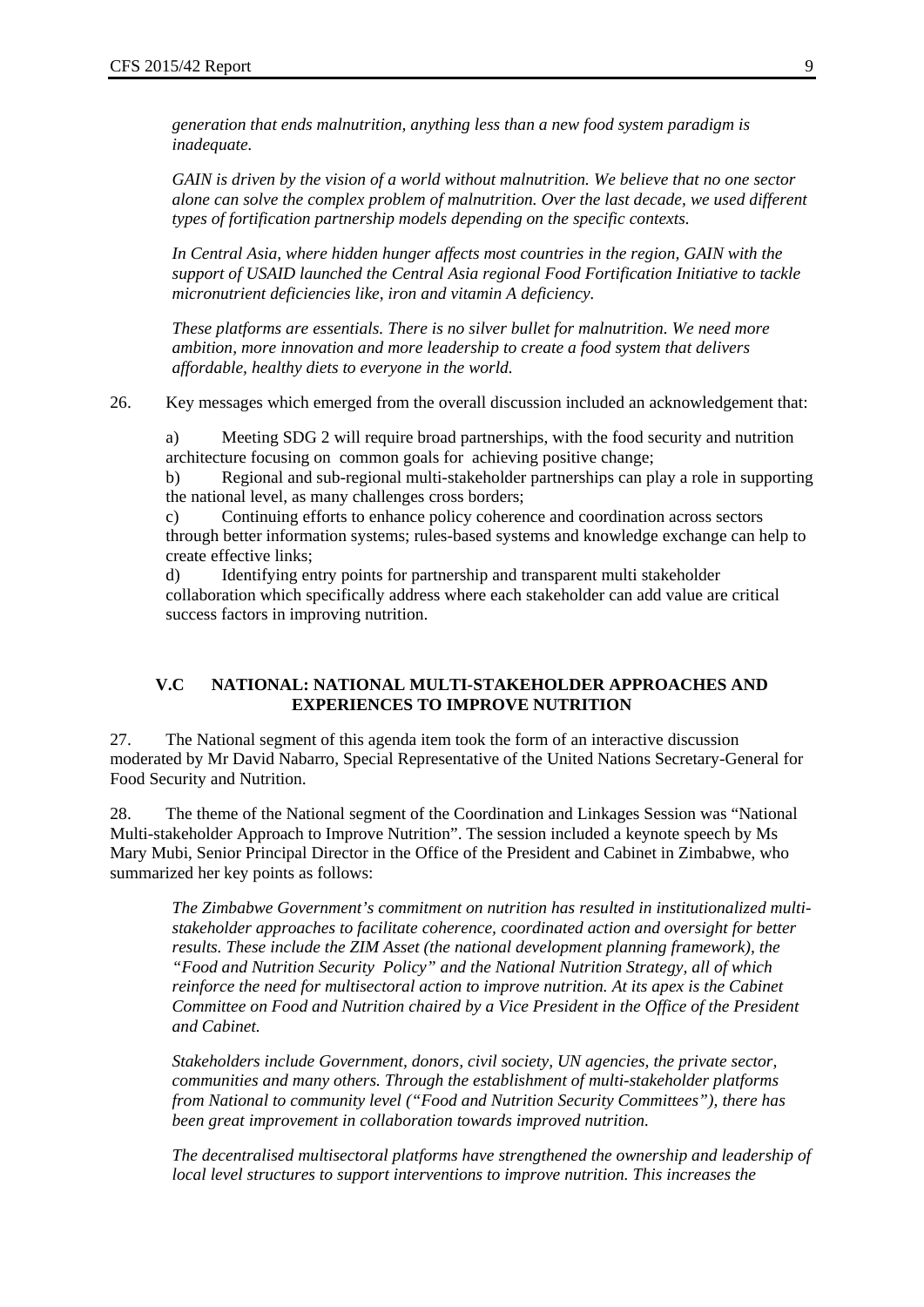*generation that ends malnutrition, anything less than a new food system paradigm is inadequate.*

*GAIN is driven by the vision of a world without malnutrition. We believe that no one sector alone can solve the complex problem of malnutrition. Over the last decade, we used different types of fortification partnership models depending on the specific contexts.*

*In Central Asia, where hidden hunger affects most countries in the region, GAIN with the support of USAID launched the Central Asia regional Food Fortification Initiative to tackle micronutrient deficiencies like, iron and vitamin A deficiency.*

*These platforms are essentials. There is no silver bullet for malnutrition. We need more ambition, more innovation and more leadership to create a food system that delivers affordable, healthy diets to everyone in the world.*

26. Key messages which emerged from the overall discussion included an acknowledgement that:

a) Meeting SDG 2 will require broad partnerships, with the food security and nutrition architecture focusing on common goals for achieving positive change;

b) Regional and sub-regional multi-stakeholder partnerships can play a role in supporting the national level, as many challenges cross borders;

c) Continuing efforts to enhance policy coherence and coordination across sectors through better information systems; rules-based systems and knowledge exchange can help to create effective links;

d) Identifying entry points for partnership and transparent multi stakeholder collaboration which specifically address where each stakeholder can add value are critical success factors in improving nutrition.

### V.C NATIONAL: NATIONAL MULTI-STAKEHOLDER APPROACHES AND EXPERIENCES TO IMPROVE NUTRITION

27. The National segment of this agenda item took the form of an interactive discussion moderated by Mr David Nabarro, Special Representative of the United Nations Secretary-General for Food Security and Nutrition.

28. The theme of the National segment of the Coordination and Linkages Session was "National Multi-stakeholder Approach to Improve Nutrition". The session included a keynote speech by Ms Mary Mubi, Senior Principal Director in the Office of the President and Cabinet in Zimbabwe, who summarized her key points as follows:

*The Zimbabwe Government's commitment on nutrition has resulted in institutionalized multi-stakeholder approaches to facilitate coherence, coordinated action and oversight for better results. These include the ZIM Asset (the national development planning framework), the "Food and Nutrition Security Policy" and the National Nutrition Strategy, all of which reinforce the need for multisectoral action to improve nutrition. At its apex is the Cabinet Committee on Food and Nutrition chaired by a Vice President in the Office of the President and Cabinet.*

*Stakeholders include Government, donors, civil society, UN agencies, the private sector, communities and many others. Through the establishment of multi-stakeholder platforms from National to community level ("Food and Nutrition Security Committees"), there has been great improvement in collaboration towards improved nutrition.*

*The decentralised multisectoral platforms have strengthened the ownership and leadership of local level structures to support interventions to improve nutrition. This increases the*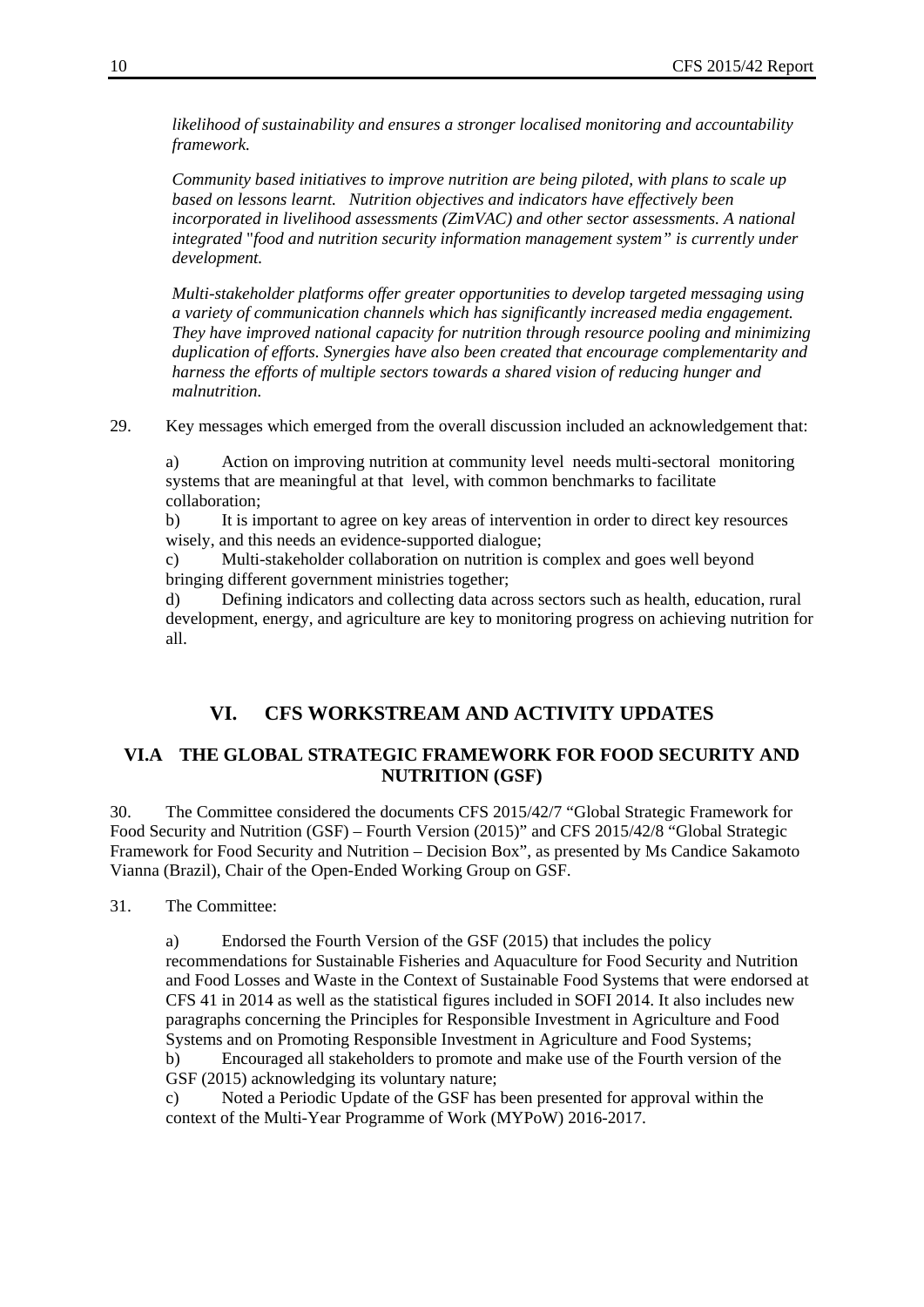*likelihood of sustainability and ensures a stronger localised monitoring and accountability framework.*

*Community based initiatives to improve nutrition are being piloted, with plans to scale up based on lessons learnt. Nutrition objectives and indicators have effectively been incorporated in livelihood assessments (ZimVAC) and other sector assessments. A national integrated "food and nutrition security information management system" is currently under development.*

*Multi-stakeholder platforms offer greater opportunities to develop targeted messaging using a variety of communication channels which has significantly increased media engagement. They have improved national capacity for nutrition through resource pooling and minimizing duplication of efforts. Synergies have also been created that encourage complementarity and harness the efforts of multiple sectors towards a shared vision of reducing hunger and malnutrition.*

29. Key messages which emerged from the overall discussion included an acknowledgement that:

a) Action on improving nutrition at community level needs multi-sectoral monitoring systems that are meaningful at that level, with common benchmarks to facilitate collaboration;

b) It is important to agree on key areas of intervention in order to direct key resources wisely, and this needs an evidence-supported dialogue;

c) Multi-stakeholder collaboration on nutrition is complex and goes well beyond bringing different government ministries together;

d) Defining indicators and collecting data across sectors such as health, education, rural development, energy, and agriculture are key to monitoring progress on achieving nutrition for all.

# VI. CFS WORKSTREAM AND ACTIVITY UPDATES

## VI.A THE GLOBAL STRATEGIC FRAMEWORK FOR FOOD SECURITY AND NUTRITION (GSF)

30. The Committee considered the documents CFS 2015/42/7 "Global Strategic Framework for Food Security and Nutrition (GSF) – Fourth Version (2015)" and CFS 2015/42/8 "Global Strategic Framework for Food Security and Nutrition – Decision Box", as presented by Ms Candice Sakamoto Vianna (Brazil), Chair of the Open-Ended Working Group on GSF.

31. The Committee:

a) Endorsed the Fourth Version of the GSF (2015) that includes the policy recommendations for Sustainable Fisheries and Aquaculture for Food Security and Nutrition and Food Losses and Waste in the Context of Sustainable Food Systems that were endorsed at CFS 41 in 2014 as well as the statistical figures included in SOFI 2014. It also includes new paragraphs concerning the Principles for Responsible Investment in Agriculture and Food Systems and on Promoting Responsible Investment in Agriculture and Food Systems;

b) Encouraged all stakeholders to promote and make use of the Fourth version of the GSF (2015) acknowledging its voluntary nature;

c) Noted a Periodic Update of the GSF has been presented for approval within the context of the Multi-Year Programme of Work (MYPoW) 2016-2017.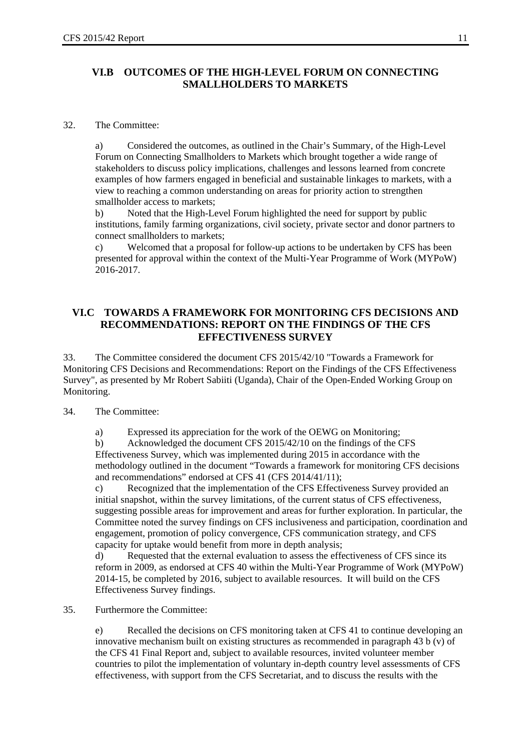## VI.B OUTCOMES OF THE HIGH-LEVEL FORUM ON CONNECTING SMALLHOLDERS TO MARKETS

32. The Committee:

a) Considered the outcomes, as outlined in the Chair's Summary, of the High-Level Forum on Connecting Smallholders to Markets which brought together a wide range of stakeholders to discuss policy implications, challenges and lessons learned from concrete examples of how farmers engaged in beneficial and sustainable linkages to markets, with a view to reaching a common understanding on areas for priority action to strengthen smallholder access to markets;

b) Noted that the High-Level Forum highlighted the need for support by public institutions, family farming organizations, civil society, private sector and donor partners to connect smallholders to markets;

c) Welcomed that a proposal for follow-up actions to be undertaken by CFS has been presented for approval within the context of the Multi-Year Programme of Work (MYPoW) 2016-2017.

## VI.C TOWARDS A FRAMEWORK FOR MONITORING CFS DECISIONS AND RECOMMENDATIONS: REPORT ON THE FINDINGS OF THE CFS EFFECTIVENESS SURVEY

33. The Committee considered the document CFS 2015/42/10 "Towards a Framework for Monitoring CFS Decisions and Recommendations: Report on the Findings of the CFS Effectiveness Survey", as presented by Mr Robert Sabiiti (Uganda), Chair of the Open-Ended Working Group on Monitoring.

34. The Committee:

a) Expressed its appreciation for the work of the OEWG on Monitoring;

b) Acknowledged the document CFS 2015/42/10 on the findings of the CFS Effectiveness Survey, which was implemented during 2015 in accordance with the methodology outlined in the document "Towards a framework for monitoring CFS decisions and recommendations" endorsed at CFS 41 (CFS 2014/41/11);

c) Recognized that the implementation of the CFS Effectiveness Survey provided an initial snapshot, within the survey limitations, of the current status of CFS effectiveness, suggesting possible areas for improvement and areas for further exploration. In particular, the Committee noted the survey findings on CFS inclusiveness and participation, coordination and engagement, promotion of policy convergence, CFS communication strategy, and CFS capacity for uptake would benefit from more in depth analysis;

d) Requested that the external evaluation to assess the effectiveness of CFS since its reform in 2009, as endorsed at CFS 40 within the Multi-Year Programme of Work (MYPoW) 2014-15, be completed by 2016, subject to available resources. It will build on the CFS Effectiveness Survey findings.

35. Furthermore the Committee:

e) Recalled the decisions on CFS monitoring taken at CFS 41 to continue developing an innovative mechanism built on existing structures as recommended in paragraph 43 b (v) of the CFS 41 Final Report and, subject to available resources, invited volunteer member countries to pilot the implementation of voluntary in-depth country level assessments of CFS effectiveness, with support from the CFS Secretariat, and to discuss the results with the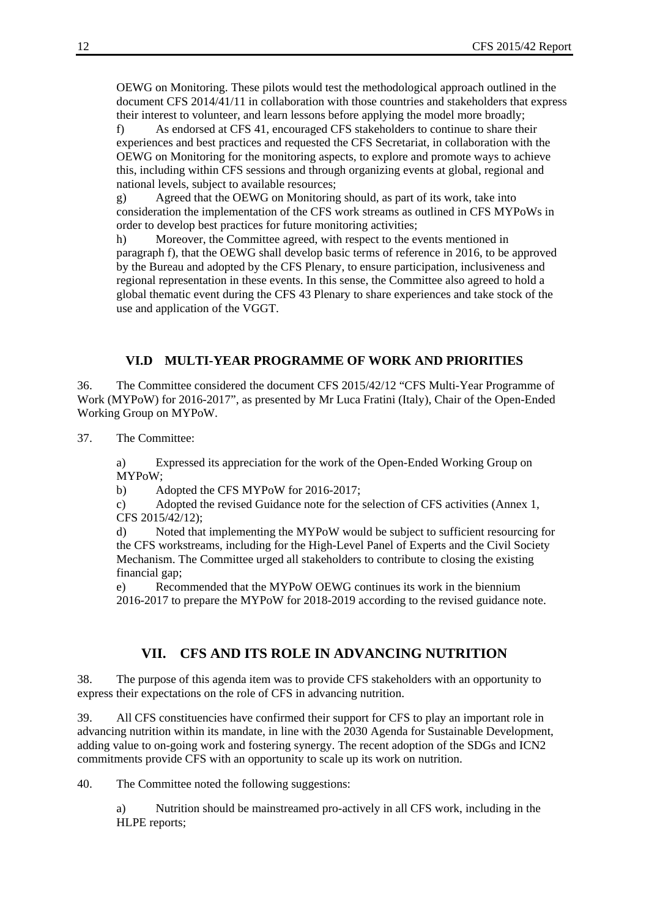OEWG on Monitoring. These pilots would test the methodological approach outlined in the document CFS 2014/41/11 in collaboration with those countries and stakeholders that express their interest to volunteer, and learn lessons before applying the model more broadly;

f) As endorsed at CFS 41, encouraged CFS stakeholders to continue to share their experiences and best practices and requested the CFS Secretariat, in collaboration with the OEWG on Monitoring for the monitoring aspects, to explore and promote ways to achieve this, including within CFS sessions and through organizing events at global, regional and national levels, subject to available resources;

g) Agreed that the OEWG on Monitoring should, as part of its work, take into consideration the implementation of the CFS work streams as outlined in CFS MYPoWs in order to develop best practices for future monitoring activities;

h) Moreover, the Committee agreed, with respect to the events mentioned in paragraph f), that the OEWG shall develop basic terms of reference in 2016, to be approved by the Bureau and adopted by the CFS Plenary, to ensure participation, inclusiveness and regional representation in these events. In this sense, the Committee also agreed to hold a global thematic event during the CFS 43 Plenary to share experiences and take stock of the use and application of the VGGT.

### VI.D MULTI-YEAR PROGRAMME OF WORK AND PRIORITIES

36. The Committee considered the document CFS 2015/42/12 "CFS Multi-Year Programme of Work (MYPoW) for 2016-2017", as presented by Mr Luca Fratini (Italy), Chair of the Open-Ended Working Group on MYPoW.

37. The Committee:

a) Expressed its appreciation for the work of the Open-Ended Working Group on MYPoW;

b) Adopted the CFS MYPoW for 2016-2017;

c) Adopted the revised Guidance note for the selection of CFS activities (Annex 1, CFS 2015/42/12);

d) Noted that implementing the MYPoW would be subject to sufficient resourcing for the CFS workstreams, including for the High-Level Panel of Experts and the Civil Society Mechanism. The Committee urged all stakeholders to contribute to closing the existing financial gap;

e) Recommended that the MYPoW OEWG continues its work in the biennium 2016-2017 to prepare the MYPoW for 2018-2019 according to the revised guidance note.

## VII. CFS AND ITS ROLE IN ADVANCING NUTRITION

38. The purpose of this agenda item was to provide CFS stakeholders with an opportunity to express their expectations on the role of CFS in advancing nutrition.

39. All CFS constituencies have confirmed their support for CFS to play an important role in advancing nutrition within its mandate, in line with the 2030 Agenda for Sustainable Development, adding value to on-going work and fostering synergy. The recent adoption of the SDGs and ICN2 commitments provide CFS with an opportunity to scale up its work on nutrition.

40. The Committee noted the following suggestions:

a) Nutrition should be mainstreamed pro-actively in all CFS work, including in the HLPE reports;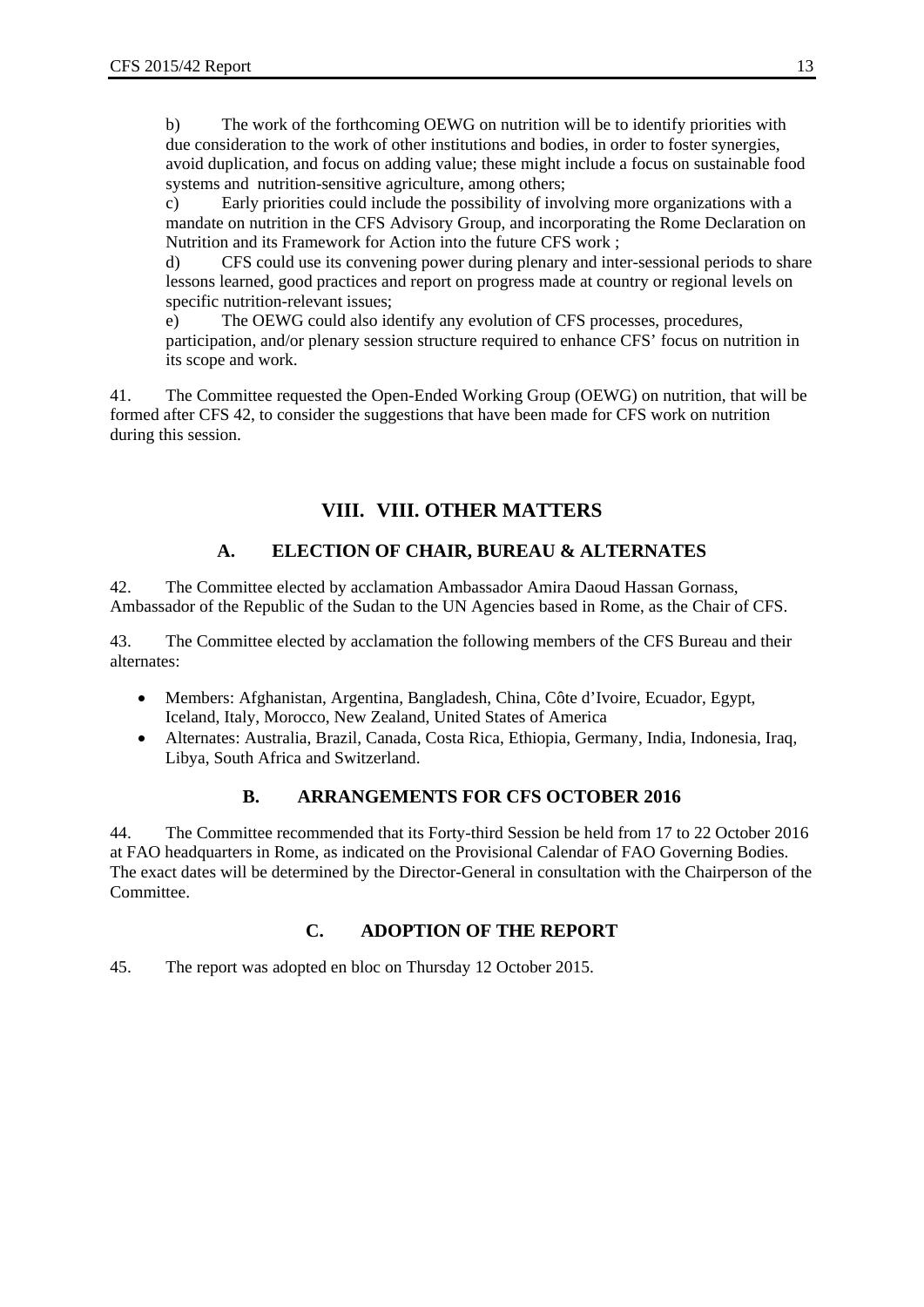b) The work of the forthcoming OEWG on nutrition will be to identify priorities with due consideration to the work of other institutions and bodies, in order to foster synergies, avoid duplication, and focus on adding value; these might include a focus on sustainable food systems and nutrition-sensitive agriculture, among others;

c) Early priorities could include the possibility of involving more organizations with a mandate on nutrition in the CFS Advisory Group, and incorporating the Rome Declaration on Nutrition and its Framework for Action into the future CFS work ;

d) CFS could use its convening power during plenary and inter-sessional periods to share lessons learned, good practices and report on progress made at country or regional levels on specific nutrition-relevant issues;

e) The OEWG could also identify any evolution of CFS processes, procedures, participation, and/or plenary session structure required to enhance CFS' focus on nutrition in its scope and work.

41. The Committee requested the Open-Ended Working Group (OEWG) on nutrition, that will be formed after CFS 42, to consider the suggestions that have been made for CFS work on nutrition during this session.

## VIII. VIII. OTHER MATTERS

### A. ELECTION OF CHAIR, BUREAU & ALTERNATES

42. The Committee elected by acclamation Ambassador Amira Daoud Hassan Gornass, Ambassador of the Republic of the Sudan to the UN Agencies based in Rome, as the Chair of CFS.

43. The Committee elected by acclamation the following members of the CFS Bureau and their alternates:

- Members: Afghanistan, Argentina, Bangladesh, China, Côte d'Ivoire, Ecuador, Egypt, Iceland, Italy, Morocco, New Zealand, United States of America
- Alternates: Australia, Brazil, Canada, Costa Rica, Ethiopia, Germany, India, Indonesia, Iraq, Libya, South Africa and Switzerland.

### B. ARRANGEMENTS FOR CFS OCTOBER 2016

44. The Committee recommended that its Forty-third Session be held from 17 to 22 October 2016 at FAO headquarters in Rome, as indicated on the Provisional Calendar of FAO Governing Bodies. The exact dates will be determined by the Director-General in consultation with the Chairperson of the Committee.

### C. ADOPTION OF THE REPORT

45. The report was adopted en bloc on Thursday 12 October 2015.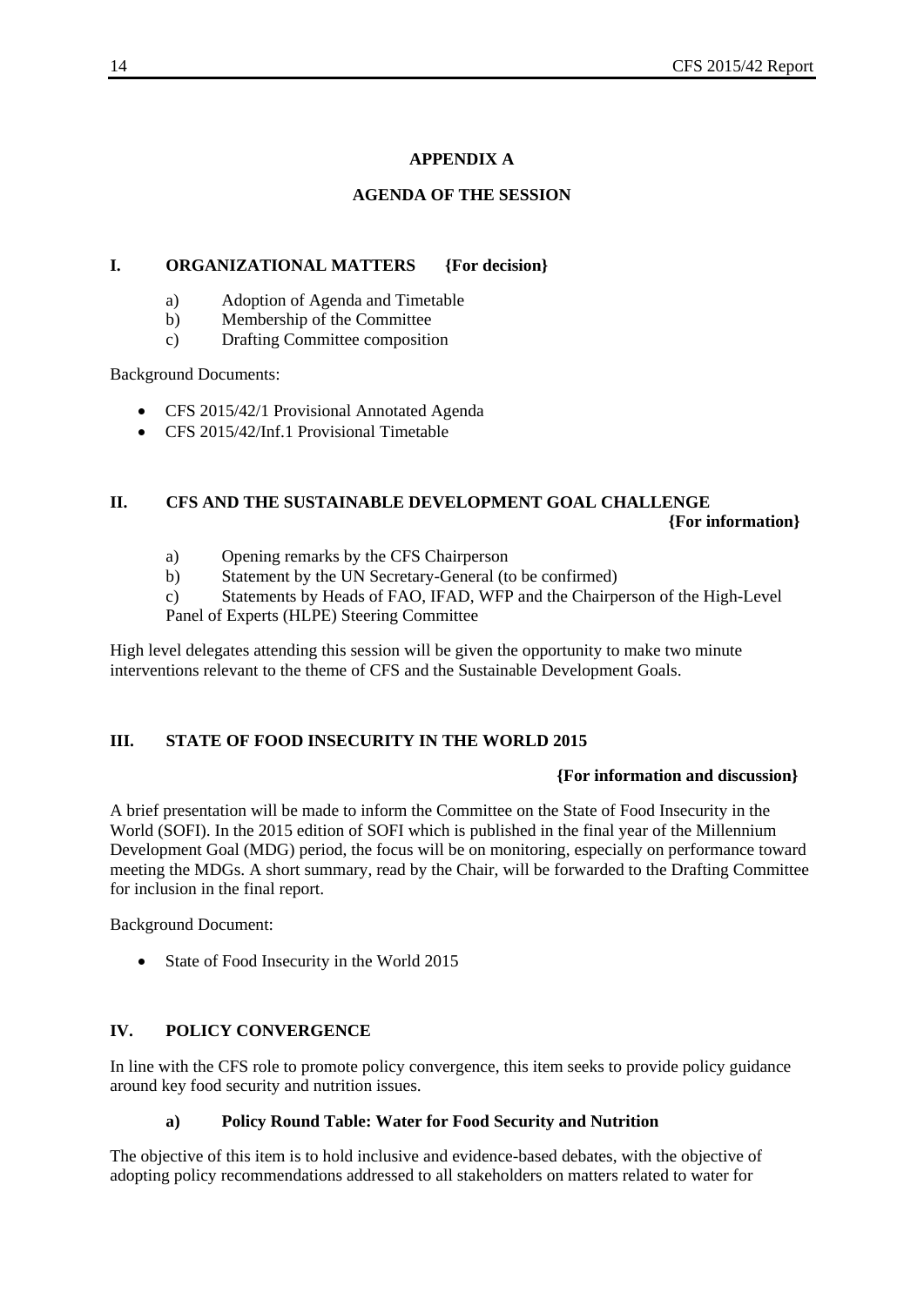# APPENDIX A

## AGENDA OF THE SESSION

### I. ORGANIZATIONAL MATTERS {For decision}

a) Adoption of Agenda and Timetable
b) Membership of the Committee
c) Drafting Committee composition

Background Documents:

- CFS 2015/42/1 Provisional Annotated Agenda
- CFS 2015/42/Inf.1 Provisional Timetable

### II. CFS AND THE SUSTAINABLE DEVELOPMENT GOAL CHALLENGE {For information}

a) Opening remarks by the CFS Chairperson
b) Statement by the UN Secretary-General (to be confirmed)
c) Statements by Heads of FAO, IFAD, WFP and the Chairperson of the High-Level Panel of Experts (HLPE) Steering Committee

High level delegates attending this session will be given the opportunity to make two minute interventions relevant to the theme of CFS and the Sustainable Development Goals.

### III. STATE OF FOOD INSECURITY IN THE WORLD 2015

**{For information and discussion}**

A brief presentation will be made to inform the Committee on the State of Food Insecurity in the World (SOFI). In the 2015 edition of SOFI which is published in the final year of the Millennium Development Goal (MDG) period, the focus will be on monitoring, especially on performance toward meeting the MDGs. A short summary, read by the Chair, will be forwarded to the Drafting Committee for inclusion in the final report.

Background Document:

- State of Food Insecurity in the World 2015

### IV. POLICY CONVERGENCE

In line with the CFS role to promote policy convergence, this item seeks to provide policy guidance around key food security and nutrition issues.

#### a) Policy Round Table: Water for Food Security and Nutrition

The objective of this item is to hold inclusive and evidence-based debates, with the objective of adopting policy recommendations addressed to all stakeholders on matters related to water for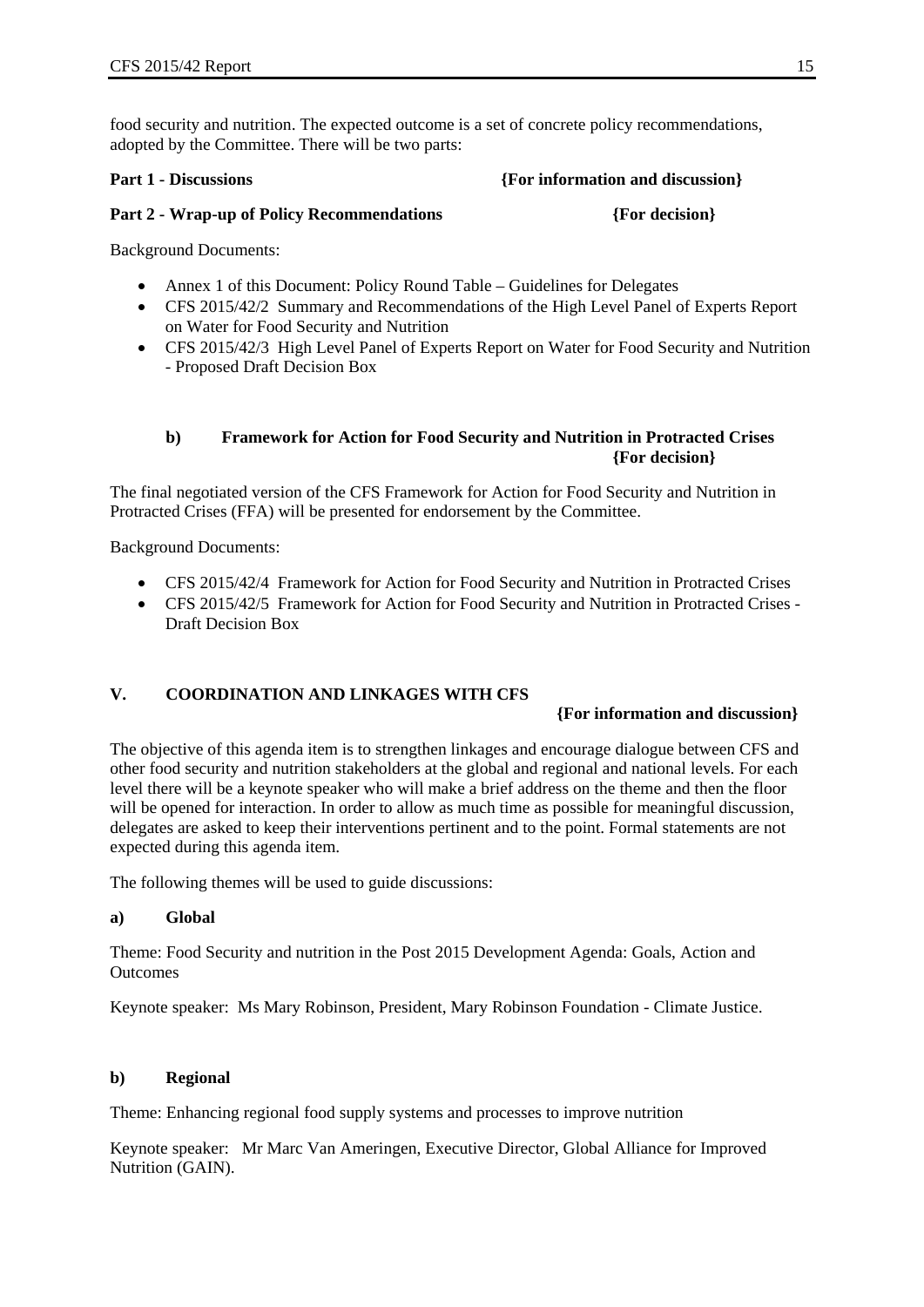food security and nutrition. The expected outcome is a set of concrete policy recommendations, adopted by the Committee. There will be two parts:

**Part 1 - Discussions** **{For information and discussion}**

**Part 2 - Wrap-up of Policy Recommendations** **{For decision}**

Background Documents:

- Annex 1 of this Document: Policy Round Table – Guidelines for Delegates
- CFS 2015/42/2 Summary and Recommendations of the High Level Panel of Experts Report on Water for Food Security and Nutrition
- CFS 2015/42/3 High Level Panel of Experts Report on Water for Food Security and Nutrition - Proposed Draft Decision Box

### b) Framework for Action for Food Security and Nutrition in Protracted Crises **{For decision}**

The final negotiated version of the CFS Framework for Action for Food Security and Nutrition in Protracted Crises (FFA) will be presented for endorsement by the Committee.

Background Documents:

- CFS 2015/42/4 Framework for Action for Food Security and Nutrition in Protracted Crises
- CFS 2015/42/5 Framework for Action for Food Security and Nutrition in Protracted Crises - Draft Decision Box

## V. COORDINATION AND LINKAGES WITH CFS **{For information and discussion}**

The objective of this agenda item is to strengthen linkages and encourage dialogue between CFS and other food security and nutrition stakeholders at the global and regional and national levels. For each level there will be a keynote speaker who will make a brief address on the theme and then the floor will be opened for interaction. In order to allow as much time as possible for meaningful discussion, delegates are asked to keep their interventions pertinent and to the point. Formal statements are not expected during this agenda item.

The following themes will be used to guide discussions:

### a) Global

Theme: Food Security and nutrition in the Post 2015 Development Agenda: Goals, Action and Outcomes

Keynote speaker: Ms Mary Robinson, President, Mary Robinson Foundation - Climate Justice.

### b) Regional

Theme: Enhancing regional food supply systems and processes to improve nutrition

Keynote speaker: Mr Marc Van Ameringen, Executive Director, Global Alliance for Improved Nutrition (GAIN).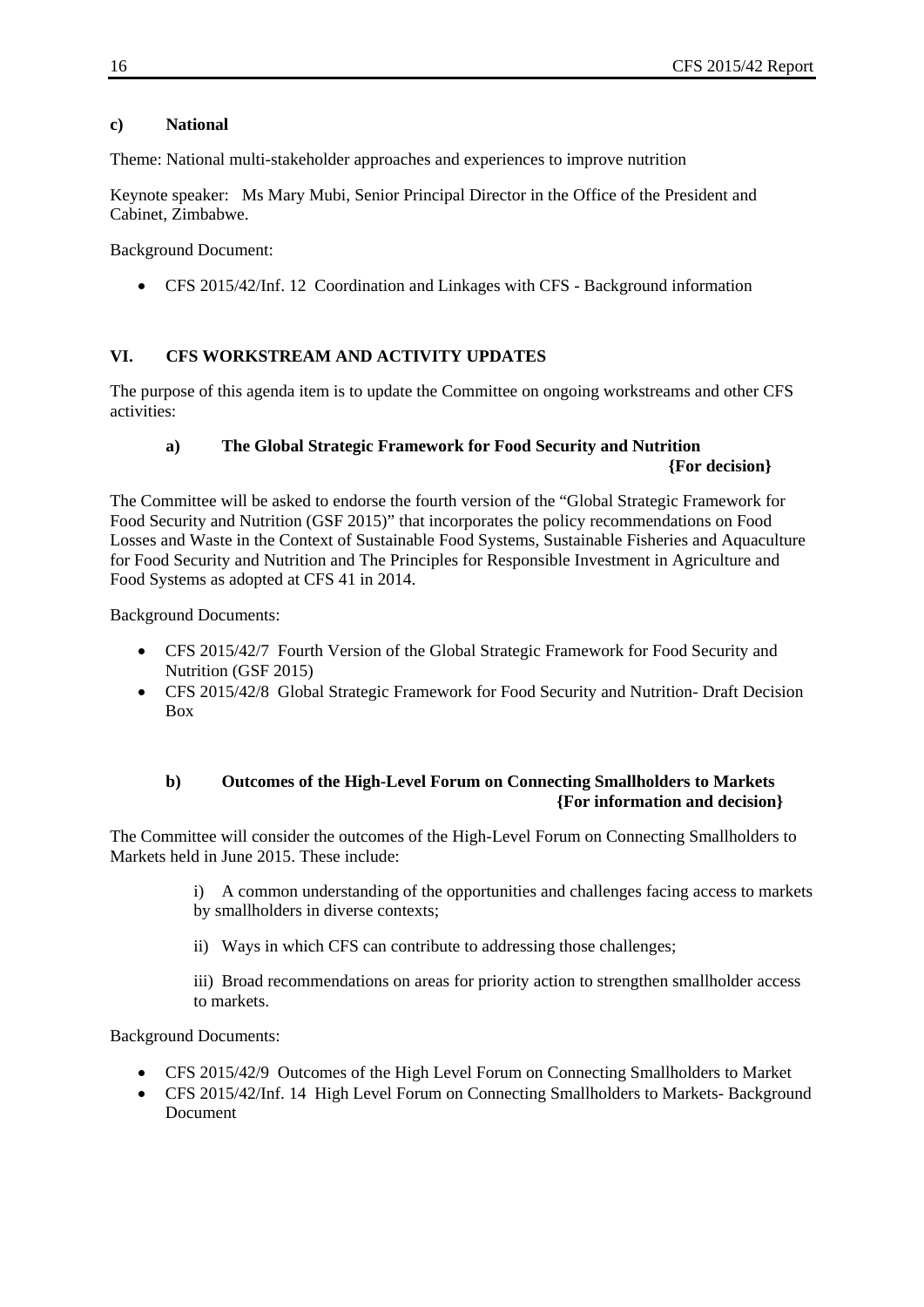**c) National**

Theme: National multi-stakeholder approaches and experiences to improve nutrition

Keynote speaker: Ms Mary Mubi, Senior Principal Director in the Office of the President and Cabinet, Zimbabwe.

Background Document:

- CFS 2015/42/Inf. 12 Coordination and Linkages with CFS - Background information

## VI. CFS WORKSTREAM AND ACTIVITY UPDATES

The purpose of this agenda item is to update the Committee on ongoing workstreams and other CFS activities:

### a) The Global Strategic Framework for Food Security and Nutrition {For decision}

The Committee will be asked to endorse the fourth version of the "Global Strategic Framework for Food Security and Nutrition (GSF 2015)" that incorporates the policy recommendations on Food Losses and Waste in the Context of Sustainable Food Systems, Sustainable Fisheries and Aquaculture for Food Security and Nutrition and The Principles for Responsible Investment in Agriculture and Food Systems as adopted at CFS 41 in 2014.

Background Documents:

- CFS 2015/42/7 Fourth Version of the Global Strategic Framework for Food Security and Nutrition (GSF 2015)
- CFS 2015/42/8 Global Strategic Framework for Food Security and Nutrition- Draft Decision Box

### b) Outcomes of the High-Level Forum on Connecting Smallholders to Markets {For information and decision}

The Committee will consider the outcomes of the High-Level Forum on Connecting Smallholders to Markets held in June 2015. These include:

i) A common understanding of the opportunities and challenges facing access to markets by smallholders in diverse contexts;

ii) Ways in which CFS can contribute to addressing those challenges;

iii) Broad recommendations on areas for priority action to strengthen smallholder access to markets.

Background Documents:

- CFS 2015/42/9 Outcomes of the High Level Forum on Connecting Smallholders to Market
- CFS 2015/42/Inf. 14 High Level Forum on Connecting Smallholders to Markets- Background Document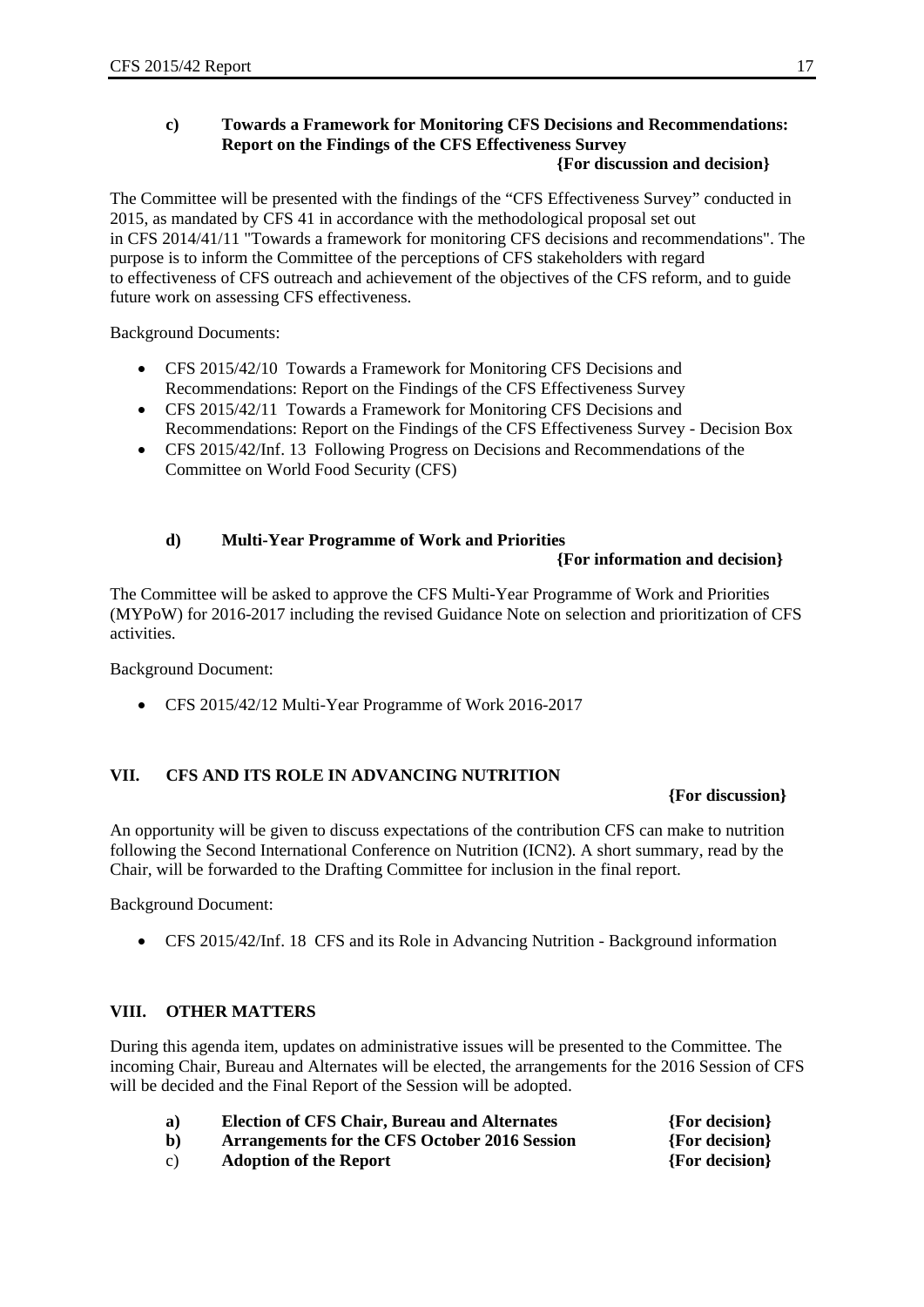### c) Towards a Framework for Monitoring CFS Decisions and Recommendations: Report on the Findings of the CFS Effectiveness Survey

**{For discussion and decision}**

The Committee will be presented with the findings of the "CFS Effectiveness Survey" conducted in 2015, as mandated by CFS 41 in accordance with the methodological proposal set out in CFS 2014/41/11 "Towards a framework for monitoring CFS decisions and recommendations". The purpose is to inform the Committee of the perceptions of CFS stakeholders with regard to effectiveness of CFS outreach and achievement of the objectives of the CFS reform, and to guide future work on assessing CFS effectiveness.

Background Documents:

- CFS 2015/42/10 Towards a Framework for Monitoring CFS Decisions and Recommendations: Report on the Findings of the CFS Effectiveness Survey
- CFS 2015/42/11 Towards a Framework for Monitoring CFS Decisions and Recommendations: Report on the Findings of the CFS Effectiveness Survey - Decision Box
- CFS 2015/42/Inf. 13 Following Progress on Decisions and Recommendations of the Committee on World Food Security (CFS)

### d) Multi-Year Programme of Work and Priorities

**{For information and decision}**

The Committee will be asked to approve the CFS Multi-Year Programme of Work and Priorities (MYPoW) for 2016-2017 including the revised Guidance Note on selection and prioritization of CFS activities.

Background Document:

- CFS 2015/42/12 Multi-Year Programme of Work 2016-2017

## VII. CFS AND ITS ROLE IN ADVANCING NUTRITION

**{For discussion}**

An opportunity will be given to discuss expectations of the contribution CFS can make to nutrition following the Second International Conference on Nutrition (ICN2). A short summary, read by the Chair, will be forwarded to the Drafting Committee for inclusion in the final report.

Background Document:

- CFS 2015/42/Inf. 18 CFS and its Role in Advancing Nutrition - Background information

## VIII. OTHER MATTERS

During this agenda item, updates on administrative issues will be presented to the Committee. The incoming Chair, Bureau and Alternates will be elected, the arrangements for the 2016 Session of CFS will be decided and the Final Report of the Session will be adopted.

- **a) Election of CFS Chair, Bureau and Alternates** **{For decision}**
- **b) Arrangements for the CFS October 2016 Session** **{For decision}**
- c) **Adoption of the Report** **{For decision}**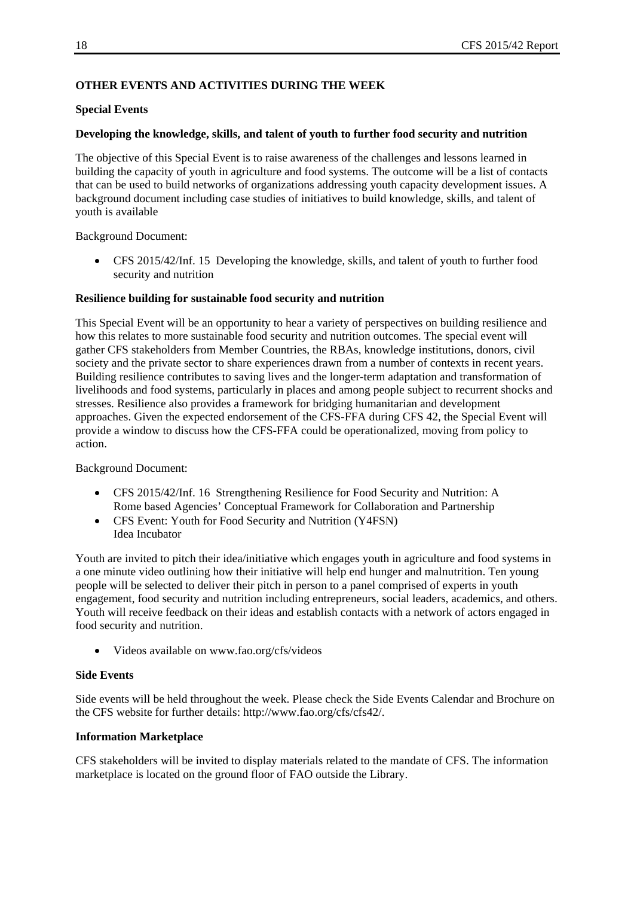## OTHER EVENTS AND ACTIVITIES DURING THE WEEK

### Special Events

**Developing the knowledge, skills, and talent of youth to further food security and nutrition**

The objective of this Special Event is to raise awareness of the challenges and lessons learned in building the capacity of youth in agriculture and food systems. The outcome will be a list of contacts that can be used to build networks of organizations addressing youth capacity development issues. A background document including case studies of initiatives to build knowledge, skills, and talent of youth is available

Background Document:

- CFS 2015/42/Inf. 15 Developing the knowledge, skills, and talent of youth to further food security and nutrition

**Resilience building for sustainable food security and nutrition**

This Special Event will be an opportunity to hear a variety of perspectives on building resilience and how this relates to more sustainable food security and nutrition outcomes. The special event will gather CFS stakeholders from Member Countries, the RBAs, knowledge institutions, donors, civil society and the private sector to share experiences drawn from a number of contexts in recent years. Building resilience contributes to saving lives and the longer-term adaptation and transformation of livelihoods and food systems, particularly in places and among people subject to recurrent shocks and stresses. Resilience also provides a framework for bridging humanitarian and development approaches. Given the expected endorsement of the CFS-FFA during CFS 42, the Special Event will provide a window to discuss how the CFS-FFA could be operationalized, moving from policy to action.

Background Document:

- CFS 2015/42/Inf. 16 Strengthening Resilience for Food Security and Nutrition: A Rome based Agencies' Conceptual Framework for Collaboration and Partnership
- CFS Event: Youth for Food Security and Nutrition (Y4FSN) Idea Incubator

Youth are invited to pitch their idea/initiative which engages youth in agriculture and food systems in a one minute video outlining how their initiative will help end hunger and malnutrition. Ten young people will be selected to deliver their pitch in person to a panel comprised of experts in youth engagement, food security and nutrition including entrepreneurs, social leaders, academics, and others. Youth will receive feedback on their ideas and establish contacts with a network of actors engaged in food security and nutrition.

- Videos available on www.fao.org/cfs/videos

### Side Events

Side events will be held throughout the week. Please check the Side Events Calendar and Brochure on the CFS website for further details: http://www.fao.org/cfs/cfs42/.

### Information Marketplace

CFS stakeholders will be invited to display materials related to the mandate of CFS. The information marketplace is located on the ground floor of FAO outside the Library.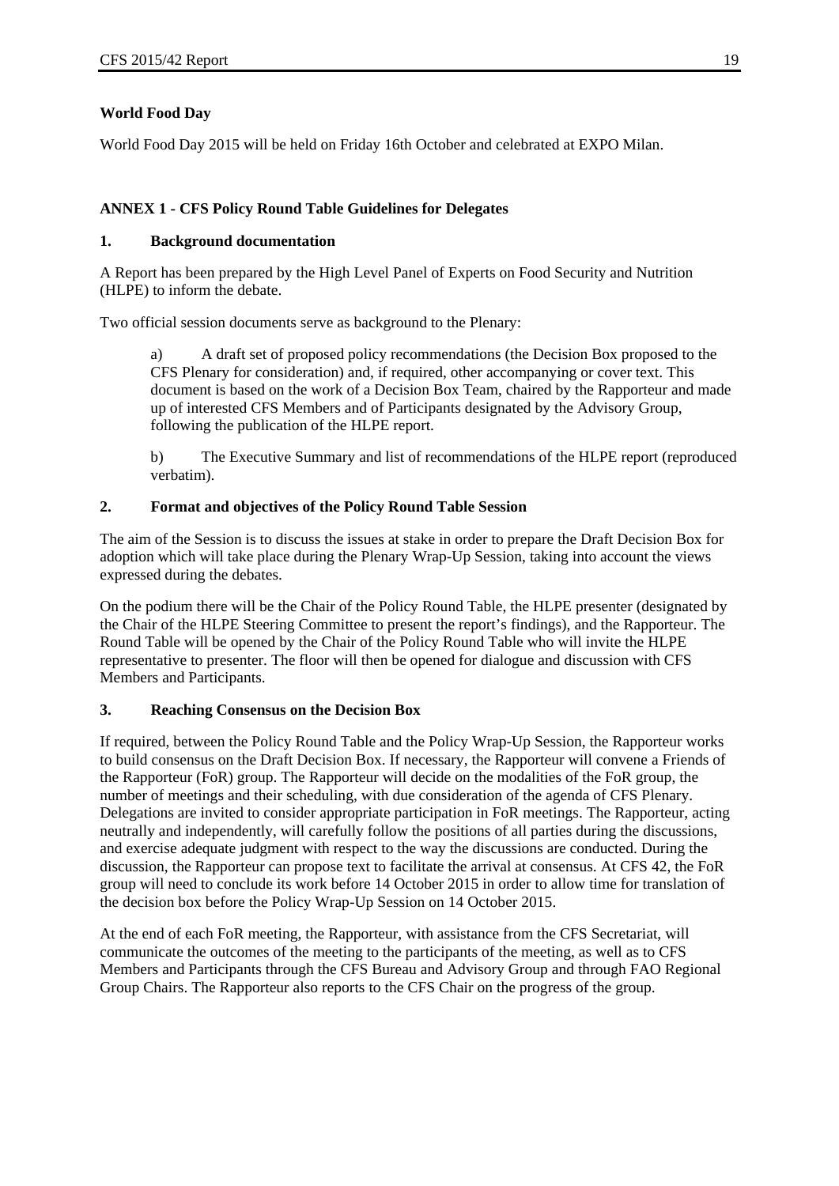**World Food Day**

World Food Day 2015 will be held on Friday 16th October and celebrated at EXPO Milan.

## ANNEX 1 - CFS Policy Round Table Guidelines for Delegates

### 1. Background documentation

A Report has been prepared by the High Level Panel of Experts on Food Security and Nutrition (HLPE) to inform the debate.

Two official session documents serve as background to the Plenary:

a) A draft set of proposed policy recommendations (the Decision Box proposed to the CFS Plenary for consideration) and, if required, other accompanying or cover text. This document is based on the work of a Decision Box Team, chaired by the Rapporteur and made up of interested CFS Members and of Participants designated by the Advisory Group, following the publication of the HLPE report.

b) The Executive Summary and list of recommendations of the HLPE report (reproduced verbatim).

### 2. Format and objectives of the Policy Round Table Session

The aim of the Session is to discuss the issues at stake in order to prepare the Draft Decision Box for adoption which will take place during the Plenary Wrap-Up Session, taking into account the views expressed during the debates.

On the podium there will be the Chair of the Policy Round Table, the HLPE presenter (designated by the Chair of the HLPE Steering Committee to present the report's findings), and the Rapporteur. The Round Table will be opened by the Chair of the Policy Round Table who will invite the HLPE representative to presenter. The floor will then be opened for dialogue and discussion with CFS Members and Participants.

### 3. Reaching Consensus on the Decision Box

If required, between the Policy Round Table and the Policy Wrap-Up Session, the Rapporteur works to build consensus on the Draft Decision Box. If necessary, the Rapporteur will convene a Friends of the Rapporteur (FoR) group. The Rapporteur will decide on the modalities of the FoR group, the number of meetings and their scheduling, with due consideration of the agenda of CFS Plenary. Delegations are invited to consider appropriate participation in FoR meetings. The Rapporteur, acting neutrally and independently, will carefully follow the positions of all parties during the discussions, and exercise adequate judgment with respect to the way the discussions are conducted. During the discussion, the Rapporteur can propose text to facilitate the arrival at consensus. At CFS 42, the FoR group will need to conclude its work before 14 October 2015 in order to allow time for translation of the decision box before the Policy Wrap-Up Session on 14 October 2015.

At the end of each FoR meeting, the Rapporteur, with assistance from the CFS Secretariat, will communicate the outcomes of the meeting to the participants of the meeting, as well as to CFS Members and Participants through the CFS Bureau and Advisory Group and through FAO Regional Group Chairs. The Rapporteur also reports to the CFS Chair on the progress of the group.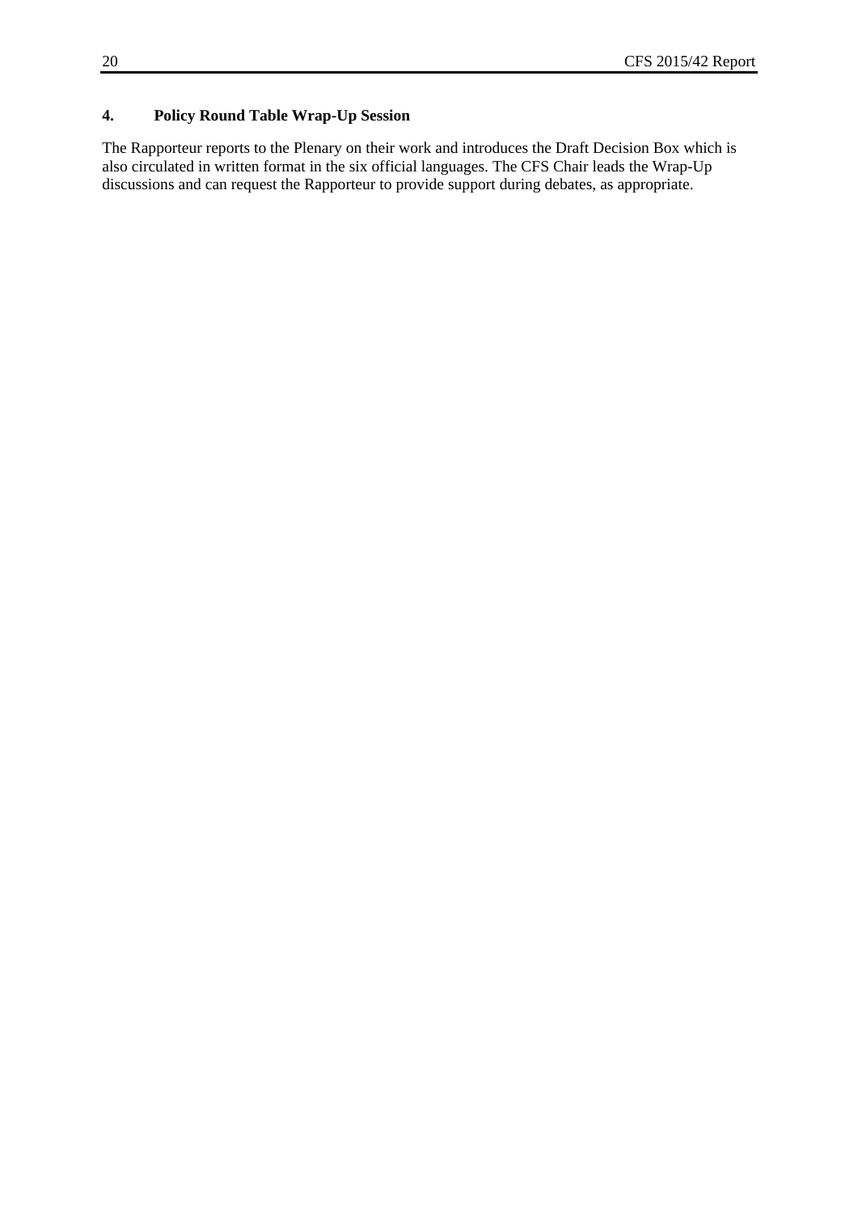## 4. Policy Round Table Wrap-Up Session

The Rapporteur reports to the Plenary on their work and introduces the Draft Decision Box which is also circulated in written format in the six official languages. The CFS Chair leads the Wrap-Up discussions and can request the Rapporteur to provide support during debates, as appropriate.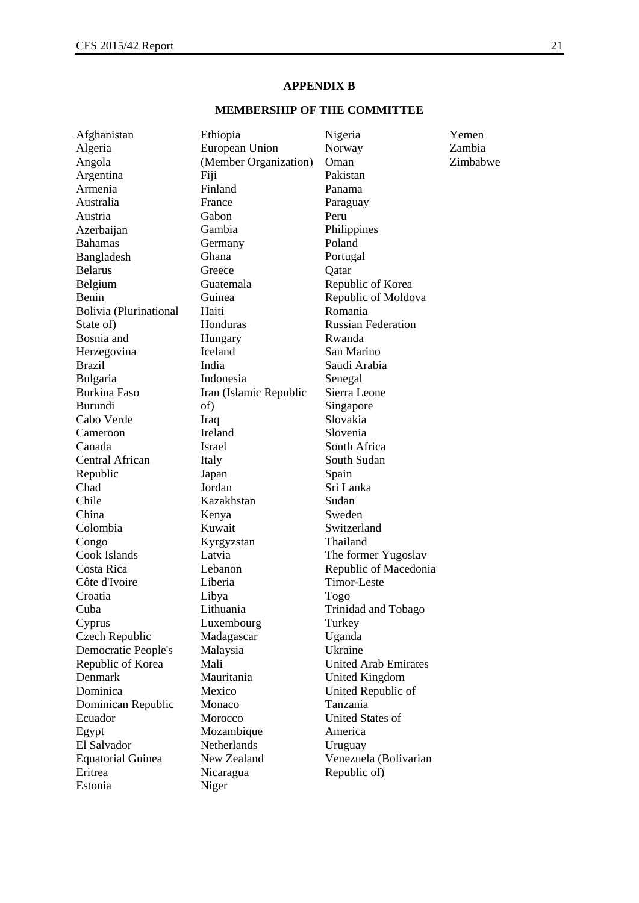## APPENDIX B

## MEMBERSHIP OF THE COMMITTEE

Afghanistan
Algeria
Angola
Argentina
Armenia
Australia
Austria
Azerbaijan
Bahamas
Bangladesh
Belarus
Belgium
Benin
Bolivia (Plurinational State of)
Bosnia and Herzegovina
Brazil
Bulgaria
Burkina Faso
Burundi
Cabo Verde
Cameroon
Canada
Central African Republic
Chad
Chile
China
Colombia
Congo
Cook Islands
Costa Rica
Côte d'Ivoire
Croatia
Cuba
Cyprus
Czech Republic
Democratic People's Republic of Korea
Denmark
Dominica
Dominican Republic
Ecuador
Egypt
El Salvador
Equatorial Guinea
Eritrea
Estonia
Ethiopia
European Union (Member Organization)
Fiji
Finland
France
Gabon
Gambia
Germany
Ghana
Greece
Guatemala
Guinea
Haiti
Honduras
Hungary
Iceland
India
Indonesia
Iran (Islamic Republic of)
Iraq
Ireland
Israel
Italy
Japan
Jordan
Kazakhstan
Kenya
Kuwait
Kyrgyzstan
Latvia
Lebanon
Liberia
Libya
Lithuania
Luxembourg
Madagascar
Malaysia
Mali
Mauritania
Mexico
Monaco
Morocco
Mozambique
Netherlands
New Zealand
Nicaragua
Niger
Nigeria
Norway
Oman
Pakistan
Panama
Paraguay
Peru
Philippines
Poland
Portugal
Qatar
Republic of Korea
Republic of Moldova
Romania
Russian Federation
Rwanda
San Marino
Saudi Arabia
Senegal
Sierra Leone
Singapore
Slovakia
Slovenia
South Africa
South Sudan
Spain
Sri Lanka
Sudan
Sweden
Switzerland
Thailand
The former Yugoslav Republic of Macedonia
Timor-Leste
Togo
Trinidad and Tobago
Turkey
Uganda
Ukraine
United Arab Emirates
United Kingdom
United Republic of Tanzania
United States of America
Uruguay
Venezuela (Bolivarian Republic of)
Yemen
Zambia
Zimbabwe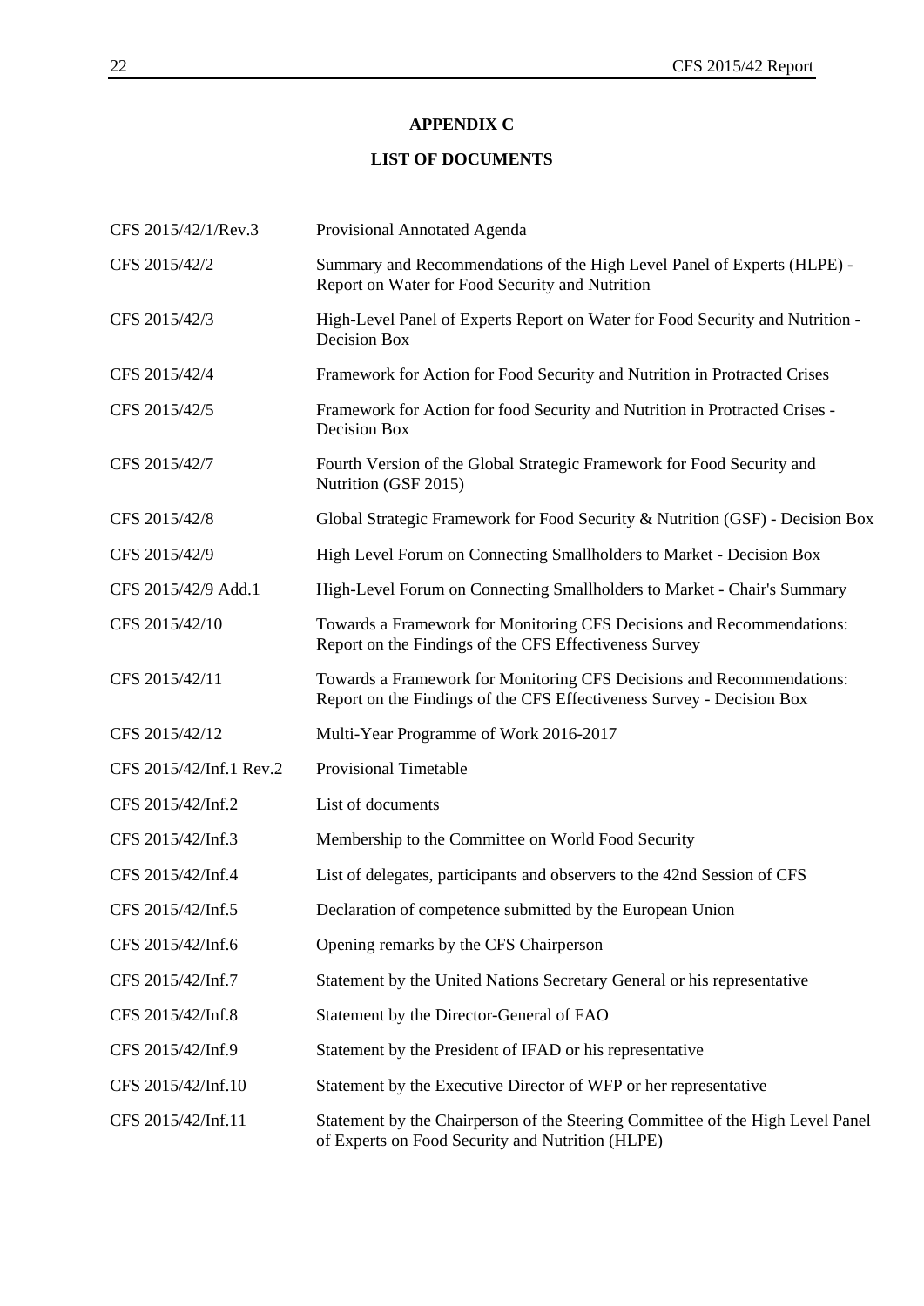## APPENDIX C

## LIST OF DOCUMENTS

| | |
|---|---|
| CFS 2015/42/1/Rev.3 | Provisional Annotated Agenda |
| CFS 2015/42/2 | Summary and Recommendations of the High Level Panel of Experts (HLPE) - Report on Water for Food Security and Nutrition |
| CFS 2015/42/3 | High-Level Panel of Experts Report on Water for Food Security and Nutrition - Decision Box |
| CFS 2015/42/4 | Framework for Action for Food Security and Nutrition in Protracted Crises |
| CFS 2015/42/5 | Framework for Action for food Security and Nutrition in Protracted Crises - Decision Box |
| CFS 2015/42/7 | Fourth Version of the Global Strategic Framework for Food Security and Nutrition (GSF 2015) |
| CFS 2015/42/8 | Global Strategic Framework for Food Security & Nutrition (GSF) - Decision Box |
| CFS 2015/42/9 | High Level Forum on Connecting Smallholders to Market - Decision Box |
| CFS 2015/42/9 Add.1 | High-Level Forum on Connecting Smallholders to Market - Chair's Summary |
| CFS 2015/42/10 | Towards a Framework for Monitoring CFS Decisions and Recommendations: Report on the Findings of the CFS Effectiveness Survey |
| CFS 2015/42/11 | Towards a Framework for Monitoring CFS Decisions and Recommendations: Report on the Findings of the CFS Effectiveness Survey - Decision Box |
| CFS 2015/42/12 | Multi-Year Programme of Work 2016-2017 |
| CFS 2015/42/Inf.1 Rev.2 | Provisional Timetable |
| CFS 2015/42/Inf.2 | List of documents |
| CFS 2015/42/Inf.3 | Membership to the Committee on World Food Security |
| CFS 2015/42/Inf.4 | List of delegates, participants and observers to the 42nd Session of CFS |
| CFS 2015/42/Inf.5 | Declaration of competence submitted by the European Union |
| CFS 2015/42/Inf.6 | Opening remarks by the CFS Chairperson |
| CFS 2015/42/Inf.7 | Statement by the United Nations Secretary General or his representative |
| CFS 2015/42/Inf.8 | Statement by the Director-General of FAO |
| CFS 2015/42/Inf.9 | Statement by the President of IFAD or his representative |
| CFS 2015/42/Inf.10 | Statement by the Executive Director of WFP or her representative |
| CFS 2015/42/Inf.11 | Statement by the Chairperson of the Steering Committee of the High Level Panel of Experts on Food Security and Nutrition (HLPE) |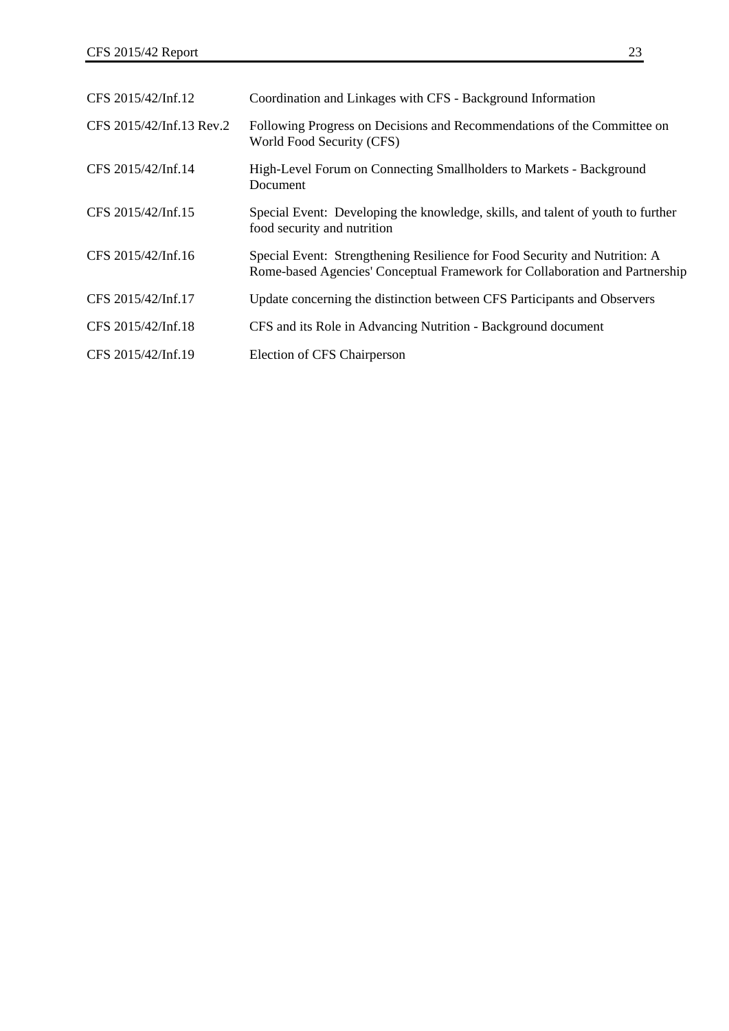| | |
|---|---|
| CFS 2015/42/Inf.12 | Coordination and Linkages with CFS - Background Information |
| CFS 2015/42/Inf.13 Rev.2 | Following Progress on Decisions and Recommendations of the Committee on World Food Security (CFS) |
| CFS 2015/42/Inf.14 | High-Level Forum on Connecting Smallholders to Markets - Background Document |
| CFS 2015/42/Inf.15 | Special Event: Developing the knowledge, skills, and talent of youth to further food security and nutrition |
| CFS 2015/42/Inf.16 | Special Event: Strengthening Resilience for Food Security and Nutrition: A Rome-based Agencies' Conceptual Framework for Collaboration and Partnership |
| CFS 2015/42/Inf.17 | Update concerning the distinction between CFS Participants and Observers |
| CFS 2015/42/Inf.18 | CFS and its Role in Advancing Nutrition - Background document |
| CFS 2015/42/Inf.19 | Election of CFS Chairperson |